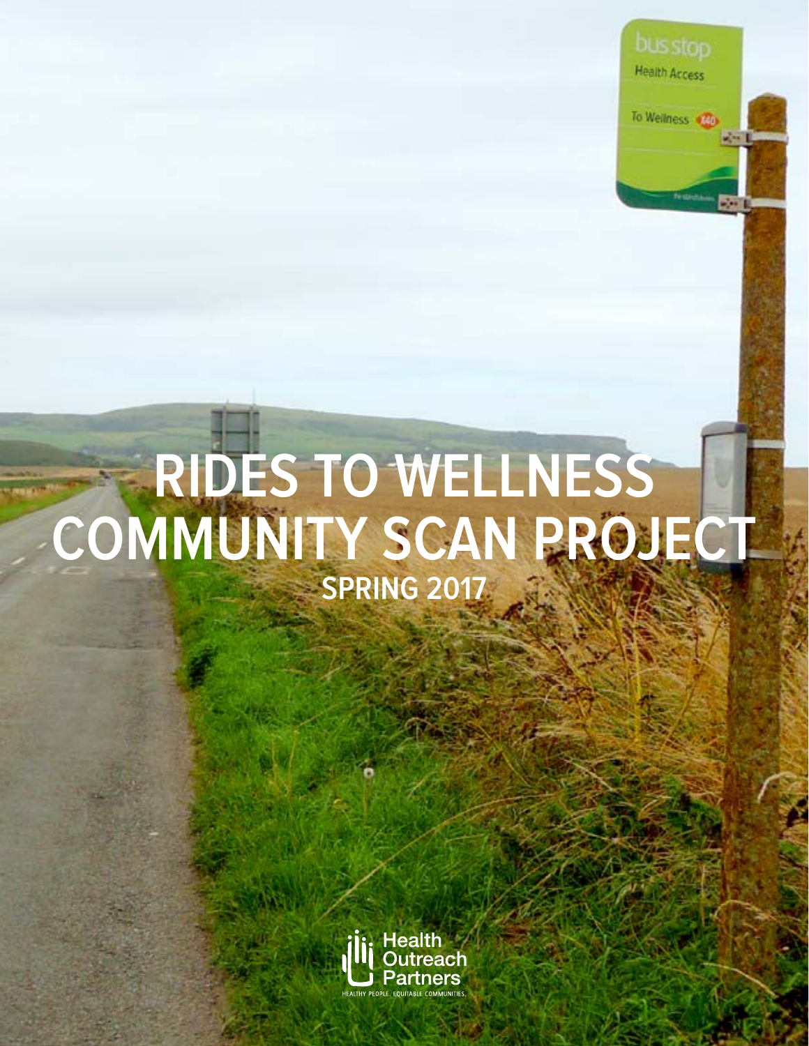# RIDES TO WELLNESS COMMUNITY SCAN PROJECT

## SPRING 2017

Health Outreach Partners

HEALTHY PEOPLE. EQUITABLE COMMUNITIES.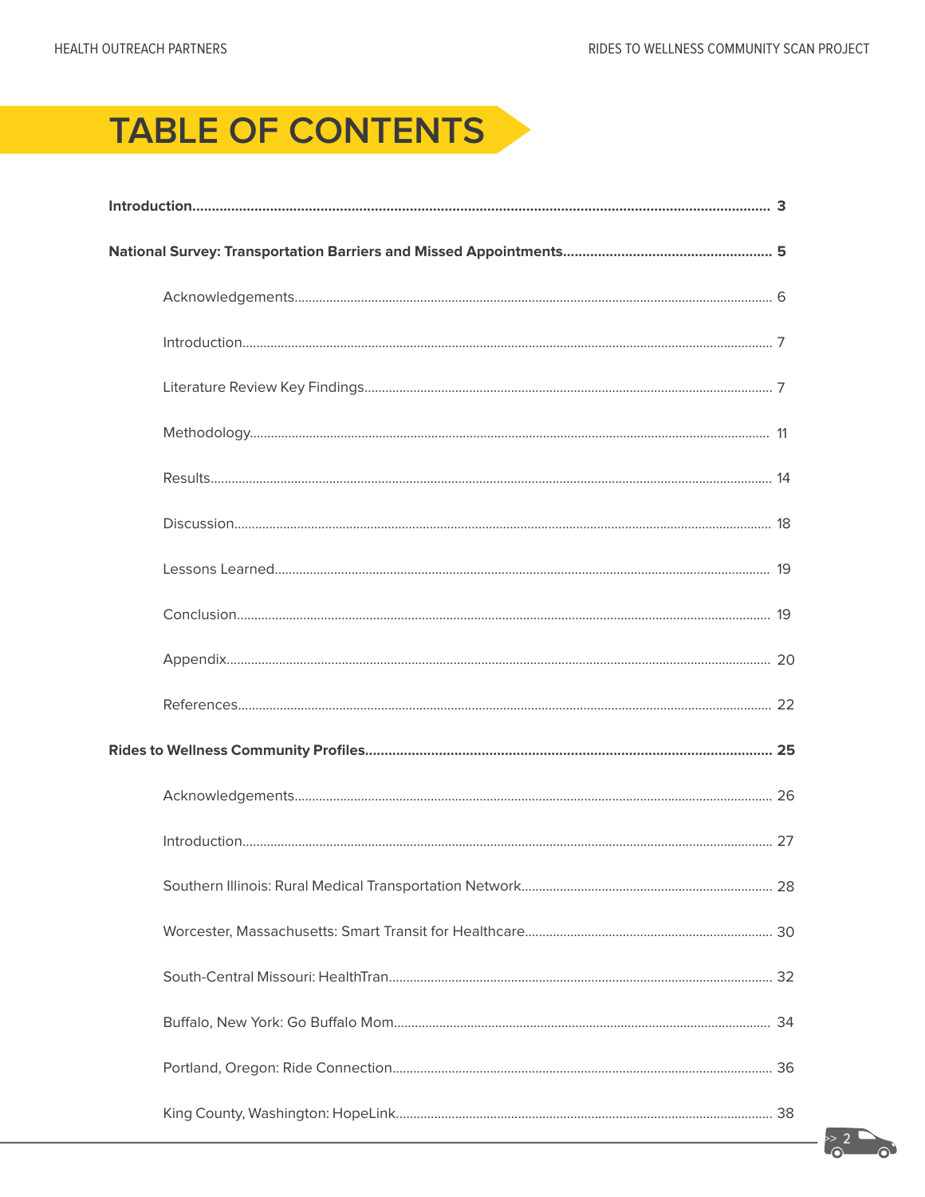# TABLE OF CONTENTS

**Introduction.................................................................................................................................................... 3**

**National Survey: Transportation Barriers and Missed Appointments...................................................... 5**

- Acknowledgements........................................................................................................................... 6
- Introduction........................................................................................................................................ 7
- Literature Review Key Findings..................................................................................................... 7
- Methodology.................................................................................................................................... 11
- Results................................................................................................................................................ 14
- Discussion.......................................................................................................................................... 18
- Lessons Learned............................................................................................................................... 19
- Conclusion......................................................................................................................................... 19
- Appendix............................................................................................................................................ 20
- References.......................................................................................................................................... 22

**Rides to Wellness Community Profiles....................................................................................................... 25**

- Acknowledgements........................................................................................................................... 26
- Introduction........................................................................................................................................ 27
- Southern Illinois: Rural Medical Transportation Network......................................................... 28
- Worcester, Massachusetts: Smart Transit for Healthcare........................................................ 30
- South-Central Missouri: HealthTran............................................................................................. 32
- Buffalo, New York: Go Buffalo Mom.............................................................................................. 34
- Portland, Oregon: Ride Connection.............................................................................................. 36
- King County, Washington: HopeLink............................................................................................. 38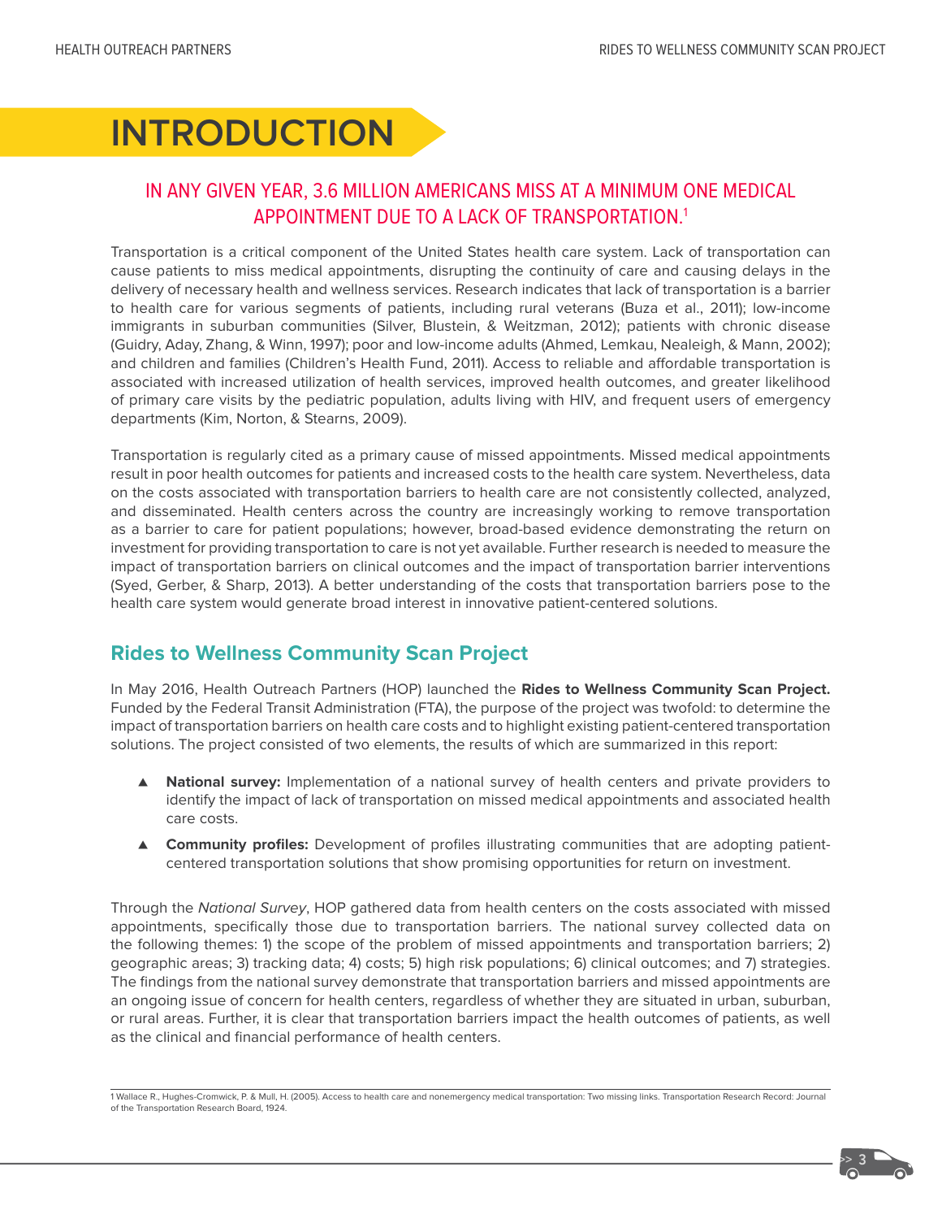# INTRODUCTION

## IN ANY GIVEN YEAR, 3.6 MILLION AMERICANS MISS AT A MINIMUM ONE MEDICAL APPOINTMENT DUE TO A LACK OF TRANSPORTATION.[1]

Transportation is a critical component of the United States health care system. Lack of transportation can cause patients to miss medical appointments, disrupting the continuity of care and causing delays in the delivery of necessary health and wellness services. Research indicates that lack of transportation is a barrier to health care for various segments of patients, including rural veterans (Buza et al., 2011); low-income immigrants in suburban communities (Silver, Blustein, & Weitzman, 2012); patients with chronic disease (Guidry, Aday, Zhang, & Winn, 1997); poor and low-income adults (Ahmed, Lemkau, Nealeigh, & Mann, 2002); and children and families (Children's Health Fund, 2011). Access to reliable and affordable transportation is associated with increased utilization of health services, improved health outcomes, and greater likelihood of primary care visits by the pediatric population, adults living with HIV, and frequent users of emergency departments (Kim, Norton, & Stearns, 2009).

Transportation is regularly cited as a primary cause of missed appointments. Missed medical appointments result in poor health outcomes for patients and increased costs to the health care system. Nevertheless, data on the costs associated with transportation barriers to health care are not consistently collected, analyzed, and disseminated. Health centers across the country are increasingly working to remove transportation as a barrier to care for patient populations; however, broad-based evidence demonstrating the return on investment for providing transportation to care is not yet available. Further research is needed to measure the impact of transportation barriers on clinical outcomes and the impact of transportation barrier interventions (Syed, Gerber, & Sharp, 2013). A better understanding of the costs that transportation barriers pose to the health care system would generate broad interest in innovative patient-centered solutions.

## Rides to Wellness Community Scan Project

In May 2016, Health Outreach Partners (HOP) launched the **Rides to Wellness Community Scan Project.** Funded by the Federal Transit Administration (FTA), the purpose of the project was twofold: to determine the impact of transportation barriers on health care costs and to highlight existing patient-centered transportation solutions. The project consisted of two elements, the results of which are summarized in this report:

- **National survey:** Implementation of a national survey of health centers and private providers to identify the impact of lack of transportation on missed medical appointments and associated health care costs.
- **Community profiles:** Development of profiles illustrating communities that are adopting patient-centered transportation solutions that show promising opportunities for return on investment.

Through the *National Survey*, HOP gathered data from health centers on the costs associated with missed appointments, specifically those due to transportation barriers. The national survey collected data on the following themes: 1) the scope of the problem of missed appointments and transportation barriers; 2) geographic areas; 3) tracking data; 4) costs; 5) high risk populations; 6) clinical outcomes; and 7) strategies. The findings from the national survey demonstrate that transportation barriers and missed appointments are an ongoing issue of concern for health centers, regardless of whether they are situated in urban, suburban, or rural areas. Further, it is clear that transportation barriers impact the health outcomes of patients, as well as the clinical and financial performance of health centers.

---

1 Wallace R., Hughes-Cromwick, P. & Mull, H. (2005). Access to health care and nonemergency medical transportation: Two missing links. Transportation Research Record: Journal of the Transportation Research Board, 1924.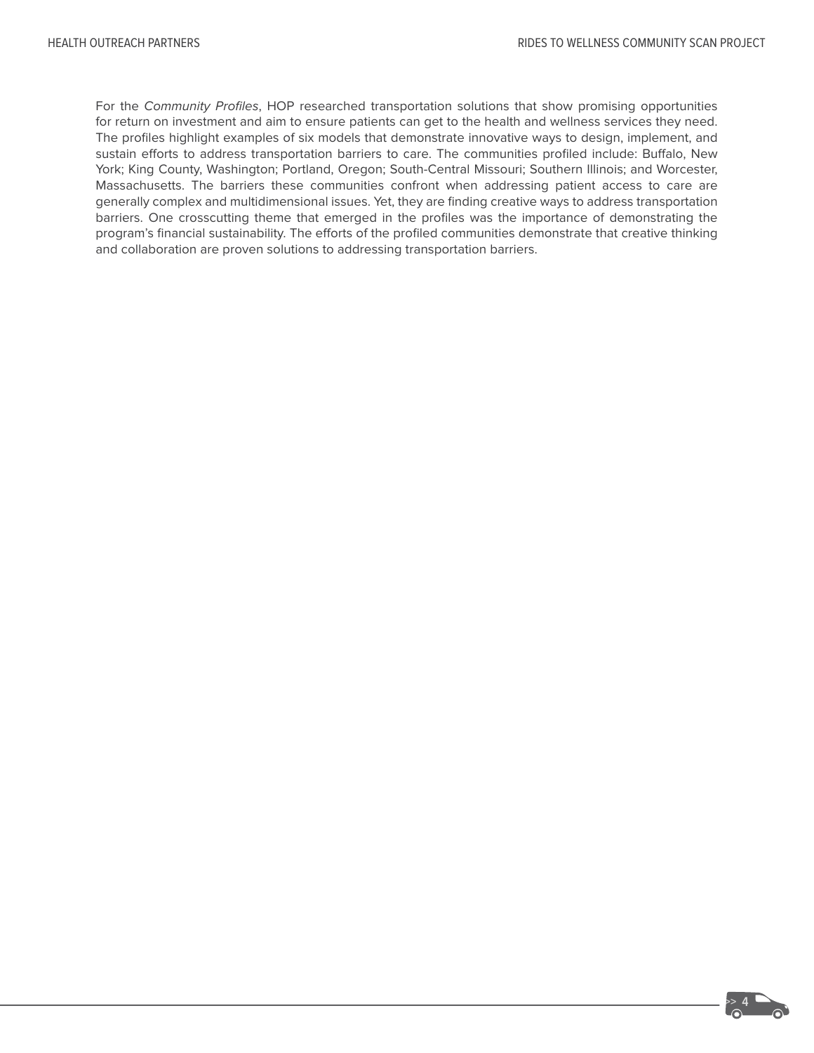For the *Community Profiles*, HOP researched transportation solutions that show promising opportunities for return on investment and aim to ensure patients can get to the health and wellness services they need. The profiles highlight examples of six models that demonstrate innovative ways to design, implement, and sustain efforts to address transportation barriers to care. The communities profiled include: Buffalo, New York; King County, Washington; Portland, Oregon; South-Central Missouri; Southern Illinois; and Worcester, Massachusetts. The barriers these communities confront when addressing patient access to care are generally complex and multidimensional issues. Yet, they are finding creative ways to address transportation barriers. One crosscutting theme that emerged in the profiles was the importance of demonstrating the program's financial sustainability. The efforts of the profiled communities demonstrate that creative thinking and collaboration are proven solutions to addressing transportation barriers.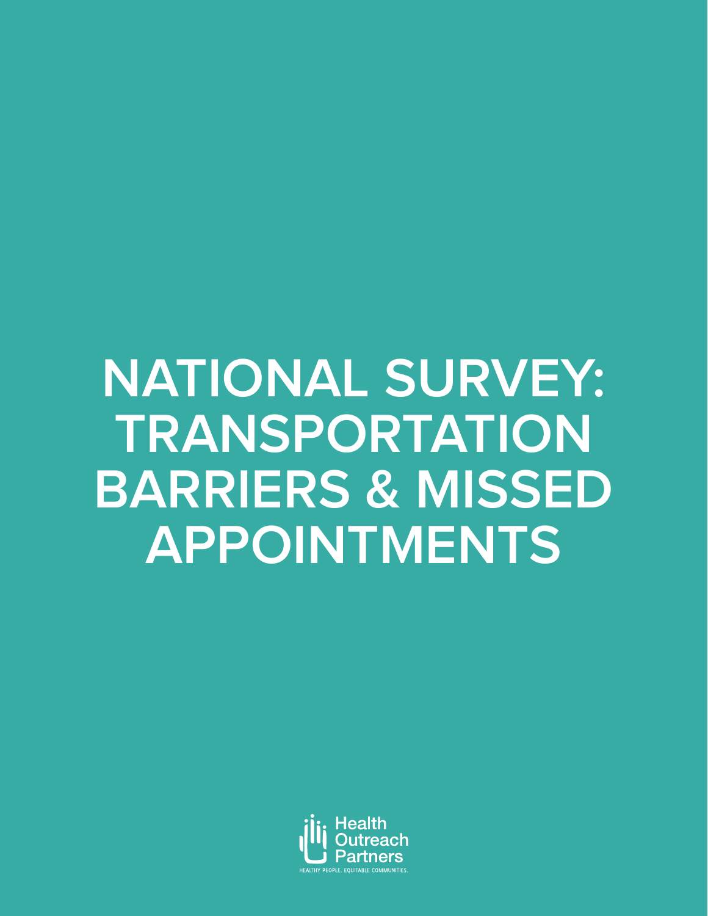# NATIONAL SURVEY: TRANSPORTATION BARRIERS & MISSED APPOINTMENTS

Health Outreach Partners

HEALTHY PEOPLE. EQUITABLE COMMUNITIES.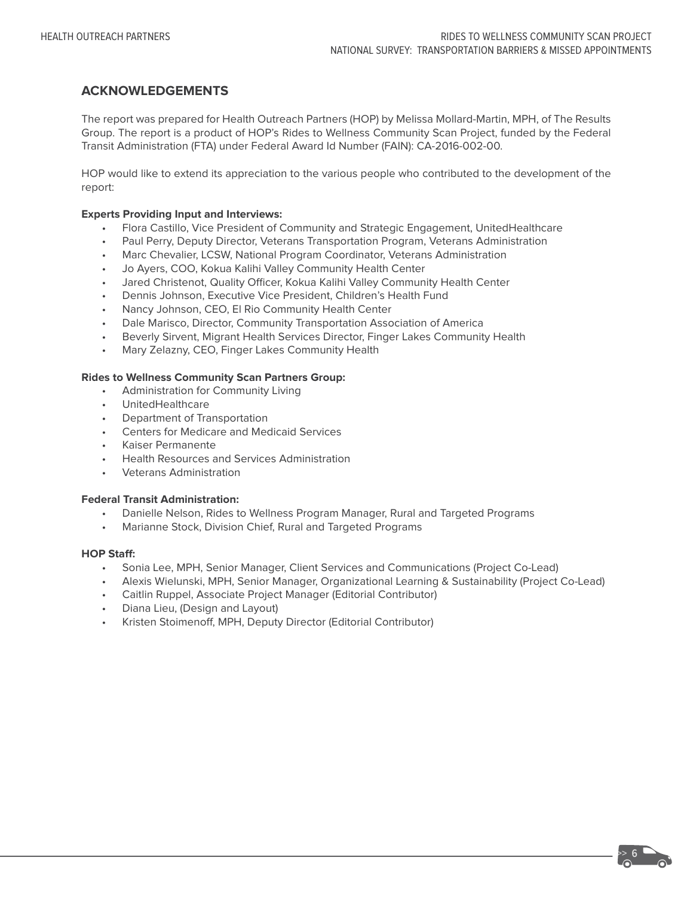## ACKNOWLEDGEMENTS

The report was prepared for Health Outreach Partners (HOP) by Melissa Mollard-Martin, MPH, of The Results Group. The report is a product of HOP's Rides to Wellness Community Scan Project, funded by the Federal Transit Administration (FTA) under Federal Award Id Number (FAIN): CA-2016-002-00.

HOP would like to extend its appreciation to the various people who contributed to the development of the report:

**Experts Providing Input and Interviews:**

- Flora Castillo, Vice President of Community and Strategic Engagement, UnitedHealthcare
- Paul Perry, Deputy Director, Veterans Transportation Program, Veterans Administration
- Marc Chevalier, LCSW, National Program Coordinator, Veterans Administration
- Jo Ayers, COO, Kokua Kalihi Valley Community Health Center
- Jared Christenot, Quality Officer, Kokua Kalihi Valley Community Health Center
- Dennis Johnson, Executive Vice President, Children's Health Fund
- Nancy Johnson, CEO, El Rio Community Health Center
- Dale Marisco, Director, Community Transportation Association of America
- Beverly Sirvent, Migrant Health Services Director, Finger Lakes Community Health
- Mary Zelazny, CEO, Finger Lakes Community Health

**Rides to Wellness Community Scan Partners Group:**

- Administration for Community Living
- UnitedHealthcare
- Department of Transportation
- Centers for Medicare and Medicaid Services
- Kaiser Permanente
- Health Resources and Services Administration
- Veterans Administration

**Federal Transit Administration:**

- Danielle Nelson, Rides to Wellness Program Manager, Rural and Targeted Programs
- Marianne Stock, Division Chief, Rural and Targeted Programs

**HOP Staff:**

- Sonia Lee, MPH, Senior Manager, Client Services and Communications (Project Co-Lead)
- Alexis Wielunski, MPH, Senior Manager, Organizational Learning & Sustainability (Project Co-Lead)
- Caitlin Ruppel, Associate Project Manager (Editorial Contributor)
- Diana Lieu, (Design and Layout)
- Kristen Stoimenoff, MPH, Deputy Director (Editorial Contributor)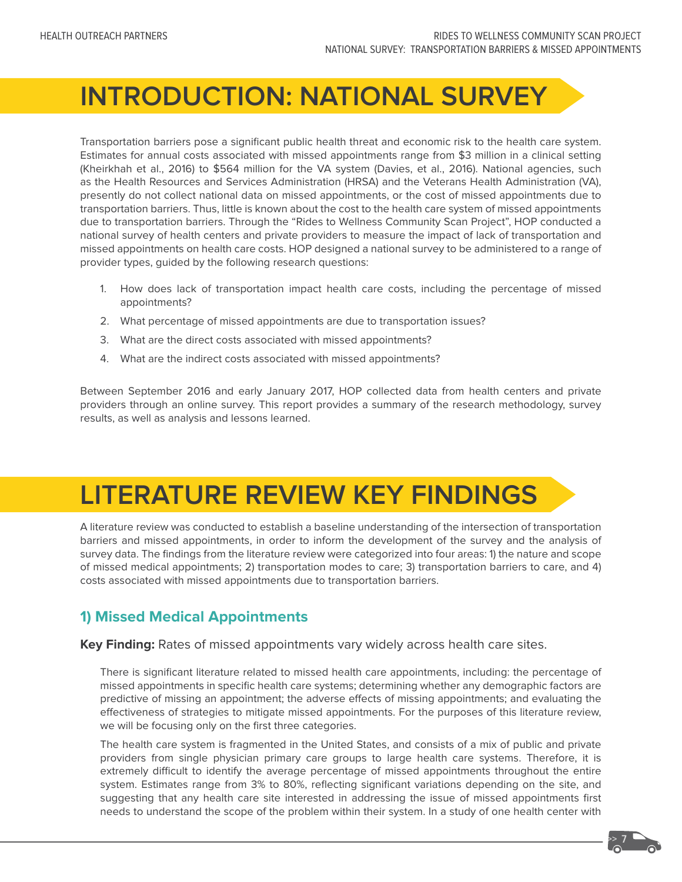# INTRODUCTION: NATIONAL SURVEY

Transportation barriers pose a significant public health threat and economic risk to the health care system. Estimates for annual costs associated with missed appointments range from $3 million in a clinical setting (Kheirkhah et al., 2016) to $564 million for the VA system (Davies, et al., 2016). National agencies, such as the Health Resources and Services Administration (HRSA) and the Veterans Health Administration (VA), presently do not collect national data on missed appointments, or the cost of missed appointments due to transportation barriers. Thus, little is known about the cost to the health care system of missed appointments due to transportation barriers. Through the "Rides to Wellness Community Scan Project", HOP conducted a national survey of health centers and private providers to measure the impact of lack of transportation and missed appointments on health care costs. HOP designed a national survey to be administered to a range of provider types, guided by the following research questions:

1. How does lack of transportation impact health care costs, including the percentage of missed appointments?
2. What percentage of missed appointments are due to transportation issues?
3. What are the direct costs associated with missed appointments?
4. What are the indirect costs associated with missed appointments?

Between September 2016 and early January 2017, HOP collected data from health centers and private providers through an online survey. This report provides a summary of the research methodology, survey results, as well as analysis and lessons learned.

# LITERATURE REVIEW KEY FINDINGS

A literature review was conducted to establish a baseline understanding of the intersection of transportation barriers and missed appointments, in order to inform the development of the survey and the analysis of survey data. The findings from the literature review were categorized into four areas: 1) the nature and scope of missed medical appointments; 2) transportation modes to care; 3) transportation barriers to care, and 4) costs associated with missed appointments due to transportation barriers.

## 1) Missed Medical Appointments

**Key Finding:** Rates of missed appointments vary widely across health care sites.

There is significant literature related to missed health care appointments, including: the percentage of missed appointments in specific health care systems; determining whether any demographic factors are predictive of missing an appointment; the adverse effects of missing appointments; and evaluating the effectiveness of strategies to mitigate missed appointments. For the purposes of this literature review, we will be focusing only on the first three categories.

The health care system is fragmented in the United States, and consists of a mix of public and private providers from single physician primary care groups to large health care systems. Therefore, it is extremely difficult to identify the average percentage of missed appointments throughout the entire system. Estimates range from 3% to 80%, reflecting significant variations depending on the site, and suggesting that any health care site interested in addressing the issue of missed appointments first needs to understand the scope of the problem within their system. In a study of one health center with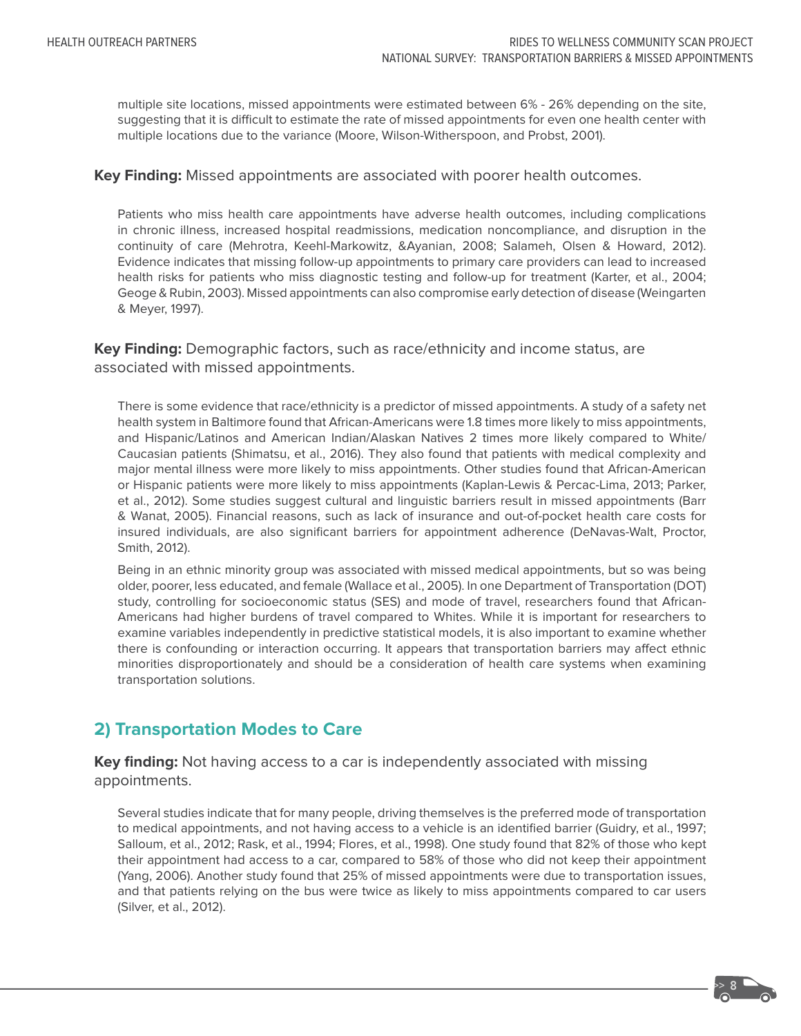multiple site locations, missed appointments were estimated between 6% - 26% depending on the site, suggesting that it is difficult to estimate the rate of missed appointments for even one health center with multiple locations due to the variance (Moore, Wilson-Witherspoon, and Probst, 2001).

**Key Finding:** Missed appointments are associated with poorer health outcomes.

Patients who miss health care appointments have adverse health outcomes, including complications in chronic illness, increased hospital readmissions, medication noncompliance, and disruption in the continuity of care (Mehrotra, Keehl-Markowitz, &Ayanian, 2008; Salameh, Olsen & Howard, 2012). Evidence indicates that missing follow-up appointments to primary care providers can lead to increased health risks for patients who miss diagnostic testing and follow-up for treatment (Karter, et al., 2004; Geoge & Rubin, 2003). Missed appointments can also compromise early detection of disease (Weingarten & Meyer, 1997).

**Key Finding:** Demographic factors, such as race/ethnicity and income status, are associated with missed appointments.

There is some evidence that race/ethnicity is a predictor of missed appointments. A study of a safety net health system in Baltimore found that African-Americans were 1.8 times more likely to miss appointments, and Hispanic/Latinos and American Indian/Alaskan Natives 2 times more likely compared to White/Caucasian patients (Shimatsu, et al., 2016). They also found that patients with medical complexity and major mental illness were more likely to miss appointments. Other studies found that African-American or Hispanic patients were more likely to miss appointments (Kaplan-Lewis & Percac-Lima, 2013; Parker, et al., 2012). Some studies suggest cultural and linguistic barriers result in missed appointments (Barr & Wanat, 2005). Financial reasons, such as lack of insurance and out-of-pocket health care costs for insured individuals, are also significant barriers for appointment adherence (DeNavas-Walt, Proctor, Smith, 2012).

Being in an ethnic minority group was associated with missed medical appointments, but so was being older, poorer, less educated, and female (Wallace et al., 2005). In one Department of Transportation (DOT) study, controlling for socioeconomic status (SES) and mode of travel, researchers found that African-Americans had higher burdens of travel compared to Whites. While it is important for researchers to examine variables independently in predictive statistical models, it is also important to examine whether there is confounding or interaction occurring. It appears that transportation barriers may affect ethnic minorities disproportionately and should be a consideration of health care systems when examining transportation solutions.

## 2) Transportation Modes to Care

**Key finding:** Not having access to a car is independently associated with missing appointments.

Several studies indicate that for many people, driving themselves is the preferred mode of transportation to medical appointments, and not having access to a vehicle is an identified barrier (Guidry, et al., 1997; Salloum, et al., 2012; Rask, et al., 1994; Flores, et al., 1998). One study found that 82% of those who kept their appointment had access to a car, compared to 58% of those who did not keep their appointment (Yang, 2006). Another study found that 25% of missed appointments were due to transportation issues, and that patients relying on the bus were twice as likely to miss appointments compared to car users (Silver, et al., 2012).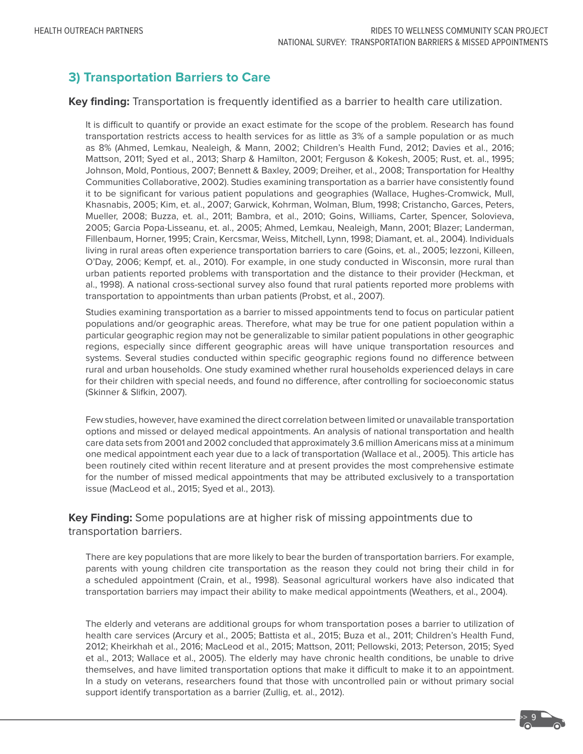## 3) Transportation Barriers to Care

**Key finding:** Transportation is frequently identified as a barrier to health care utilization.

It is difficult to quantify or provide an exact estimate for the scope of the problem. Research has found transportation restricts access to health services for as little as 3% of a sample population or as much as 8% (Ahmed, Lemkau, Nealeigh, & Mann, 2002; Children's Health Fund, 2012; Davies et al., 2016; Mattson, 2011; Syed et al., 2013; Sharp & Hamilton, 2001; Ferguson & Kokesh, 2005; Rust, et. al., 1995; Johnson, Mold, Pontious, 2007; Bennett & Baxley, 2009; Dreiher, et al., 2008; Transportation for Healthy Communities Collaborative, 2002). Studies examining transportation as a barrier have consistently found it to be significant for various patient populations and geographies (Wallace, Hughes-Cromwick, Mull, Khasnabis, 2005; Kim, et. al., 2007; Garwick, Kohrman, Wolman, Blum, 1998; Cristancho, Garces, Peters, Mueller, 2008; Buzza, et. al., 2011; Bambra, et al., 2010; Goins, Williams, Carter, Spencer, Solovieva, 2005; Garcia Popa-Lisseanu, et. al., 2005; Ahmed, Lemkau, Nealeigh, Mann, 2001; Blazer; Landerman, Fillenbaum, Horner, 1995; Crain, Kercsmar, Weiss, Mitchell, Lynn, 1998; Diamant, et. al., 2004). Individuals living in rural areas often experience transportation barriers to care (Goins, et. al., 2005; Iezzoni, Killeen, O'Day, 2006; Kempf, et. al., 2010). For example, in one study conducted in Wisconsin, more rural than urban patients reported problems with transportation and the distance to their provider (Heckman, et al., 1998). A national cross-sectional survey also found that rural patients reported more problems with transportation to appointments than urban patients (Probst, et al., 2007).

Studies examining transportation as a barrier to missed appointments tend to focus on particular patient populations and/or geographic areas. Therefore, what may be true for one patient population within a particular geographic region may not be generalizable to similar patient populations in other geographic regions, especially since different geographic areas will have unique transportation resources and systems. Several studies conducted within specific geographic regions found no difference between rural and urban households. One study examined whether rural households experienced delays in care for their children with special needs, and found no difference, after controlling for socioeconomic status (Skinner & Slifkin, 2007).

Few studies, however, have examined the direct correlation between limited or unavailable transportation options and missed or delayed medical appointments. An analysis of national transportation and health care data sets from 2001 and 2002 concluded that approximately 3.6 million Americans miss at a minimum one medical appointment each year due to a lack of transportation (Wallace et al., 2005). This article has been routinely cited within recent literature and at present provides the most comprehensive estimate for the number of missed medical appointments that may be attributed exclusively to a transportation issue (MacLeod et al., 2015; Syed et al., 2013).

**Key Finding:** Some populations are at higher risk of missing appointments due to transportation barriers.

There are key populations that are more likely to bear the burden of transportation barriers. For example, parents with young children cite transportation as the reason they could not bring their child in for a scheduled appointment (Crain, et al., 1998). Seasonal agricultural workers have also indicated that transportation barriers may impact their ability to make medical appointments (Weathers, et al., 2004).

The elderly and veterans are additional groups for whom transportation poses a barrier to utilization of health care services (Arcury et al., 2005; Battista et al., 2015; Buza et al., 2011; Children's Health Fund, 2012; Kheirkhah et al., 2016; MacLeod et al., 2015; Mattson, 2011; Pellowski, 2013; Peterson, 2015; Syed et al., 2013; Wallace et al., 2005). The elderly may have chronic health conditions, be unable to drive themselves, and have limited transportation options that make it difficult to make it to an appointment. In a study on veterans, researchers found that those with uncontrolled pain or without primary social support identify transportation as a barrier (Zullig, et. al., 2012).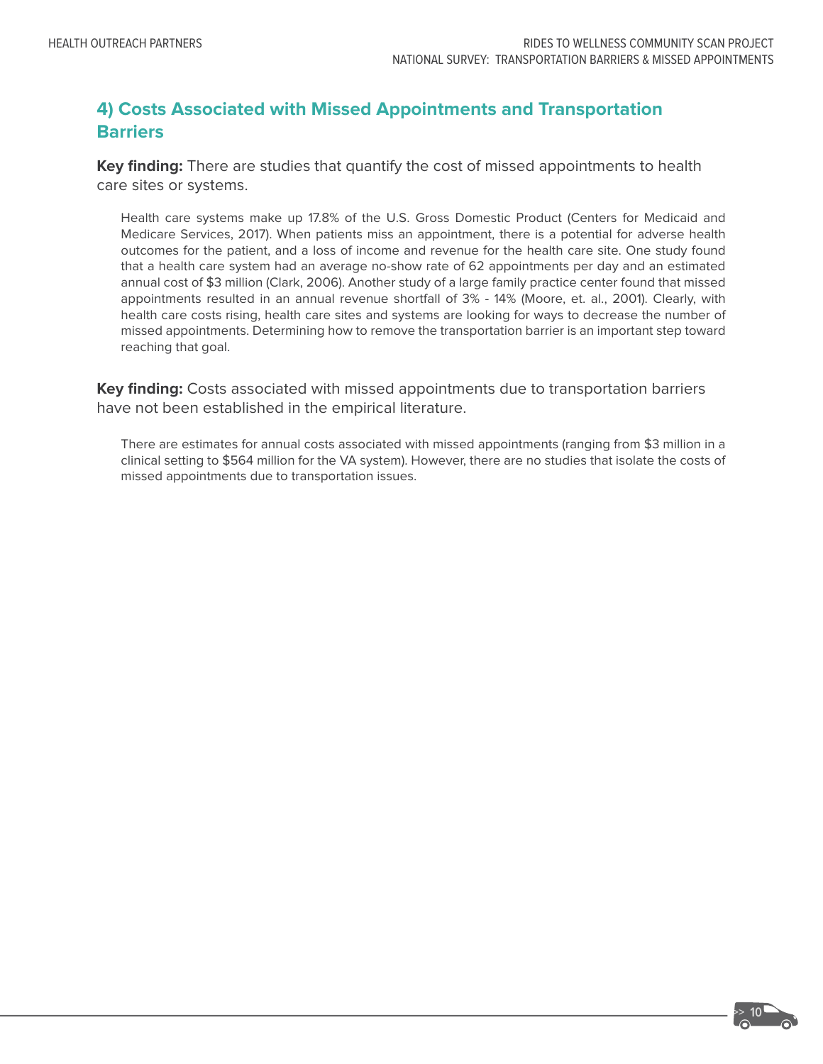## 4) Costs Associated with Missed Appointments and Transportation Barriers

**Key finding:** There are studies that quantify the cost of missed appointments to health care sites or systems.

Health care systems make up 17.8% of the U.S. Gross Domestic Product (Centers for Medicaid and Medicare Services, 2017). When patients miss an appointment, there is a potential for adverse health outcomes for the patient, and a loss of income and revenue for the health care site. One study found that a health care system had an average no-show rate of 62 appointments per day and an estimated annual cost of $3 million (Clark, 2006). Another study of a large family practice center found that missed appointments resulted in an annual revenue shortfall of 3% - 14% (Moore, et. al., 2001). Clearly, with health care costs rising, health care sites and systems are looking for ways to decrease the number of missed appointments. Determining how to remove the transportation barrier is an important step toward reaching that goal.

**Key finding:** Costs associated with missed appointments due to transportation barriers have not been established in the empirical literature.

There are estimates for annual costs associated with missed appointments (ranging from $3 million in a clinical setting to $564 million for the VA system). However, there are no studies that isolate the costs of missed appointments due to transportation issues.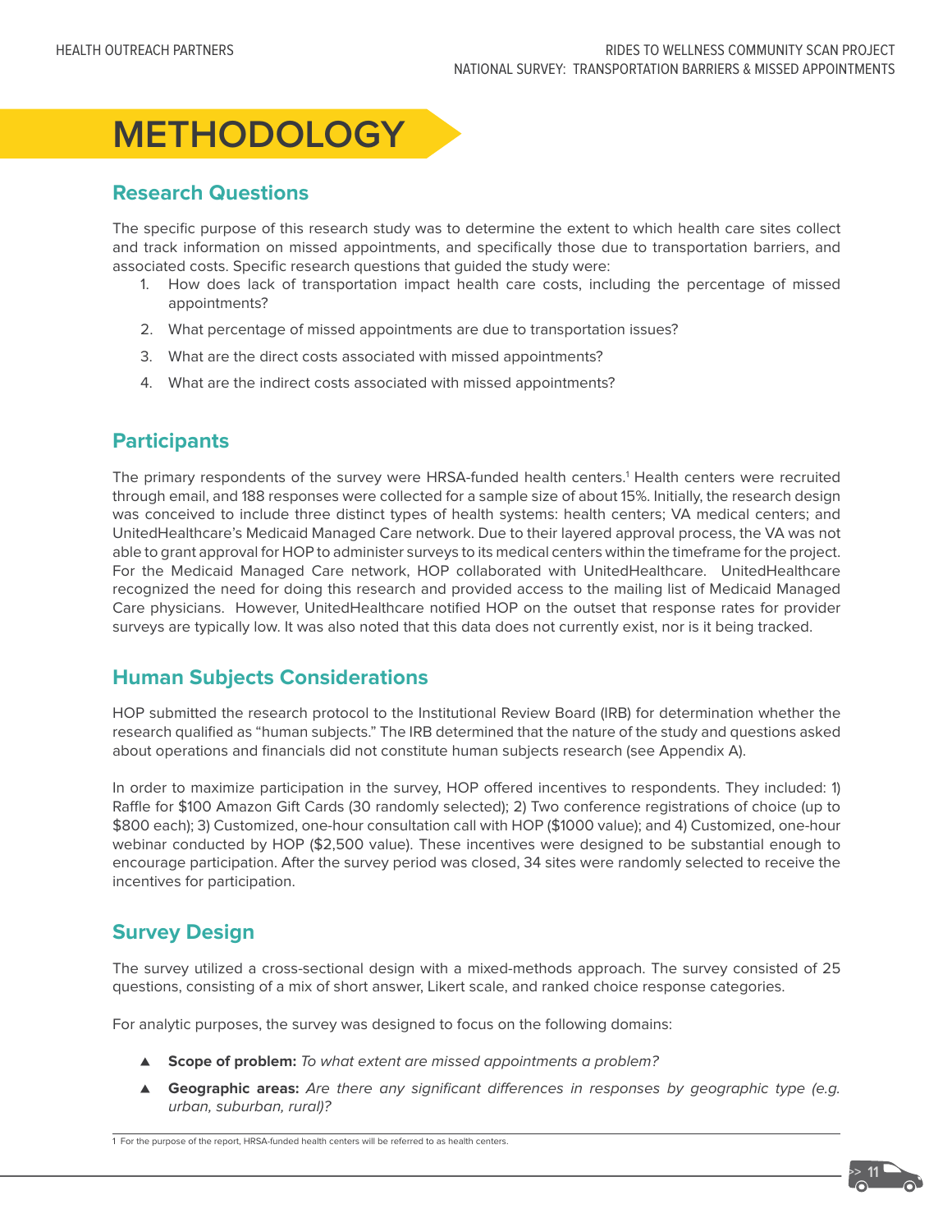# METHODOLOGY

## Research Questions

The specific purpose of this research study was to determine the extent to which health care sites collect and track information on missed appointments, and specifically those due to transportation barriers, and associated costs. Specific research questions that guided the study were:

1. How does lack of transportation impact health care costs, including the percentage of missed appointments?
2. What percentage of missed appointments are due to transportation issues?
3. What are the direct costs associated with missed appointments?
4. What are the indirect costs associated with missed appointments?

## Participants

The primary respondents of the survey were HRSA-funded health centers.[1] Health centers were recruited through email, and 188 responses were collected for a sample size of about 15%. Initially, the research design was conceived to include three distinct types of health systems: health centers; VA medical centers; and UnitedHealthcare's Medicaid Managed Care network. Due to their layered approval process, the VA was not able to grant approval for HOP to administer surveys to its medical centers within the timeframe for the project. For the Medicaid Managed Care network, HOP collaborated with UnitedHealthcare. UnitedHealthcare recognized the need for doing this research and provided access to the mailing list of Medicaid Managed Care physicians. However, UnitedHealthcare notified HOP on the outset that response rates for provider surveys are typically low. It was also noted that this data does not currently exist, nor is it being tracked.

## Human Subjects Considerations

HOP submitted the research protocol to the Institutional Review Board (IRB) for determination whether the research qualified as "human subjects." The IRB determined that the nature of the study and questions asked about operations and financials did not constitute human subjects research (see Appendix A).

In order to maximize participation in the survey, HOP offered incentives to respondents. They included: 1) Raffle for $100 Amazon Gift Cards (30 randomly selected); 2) Two conference registrations of choice (up to $800 each); 3) Customized, one-hour consultation call with HOP ($1000 value); and 4) Customized, one-hour webinar conducted by HOP ($2,500 value). These incentives were designed to be substantial enough to encourage participation. After the survey period was closed, 34 sites were randomly selected to receive the incentives for participation.

## Survey Design

The survey utilized a cross-sectional design with a mixed-methods approach. The survey consisted of 25 questions, consisting of a mix of short answer, Likert scale, and ranked choice response categories.

For analytic purposes, the survey was designed to focus on the following domains:

- **Scope of problem:** *To what extent are missed appointments a problem?*
- **Geographic areas:** *Are there any significant differences in responses by geographic type (e.g. urban, suburban, rural)?*

1 For the purpose of the report, HRSA-funded health centers will be referred to as health centers.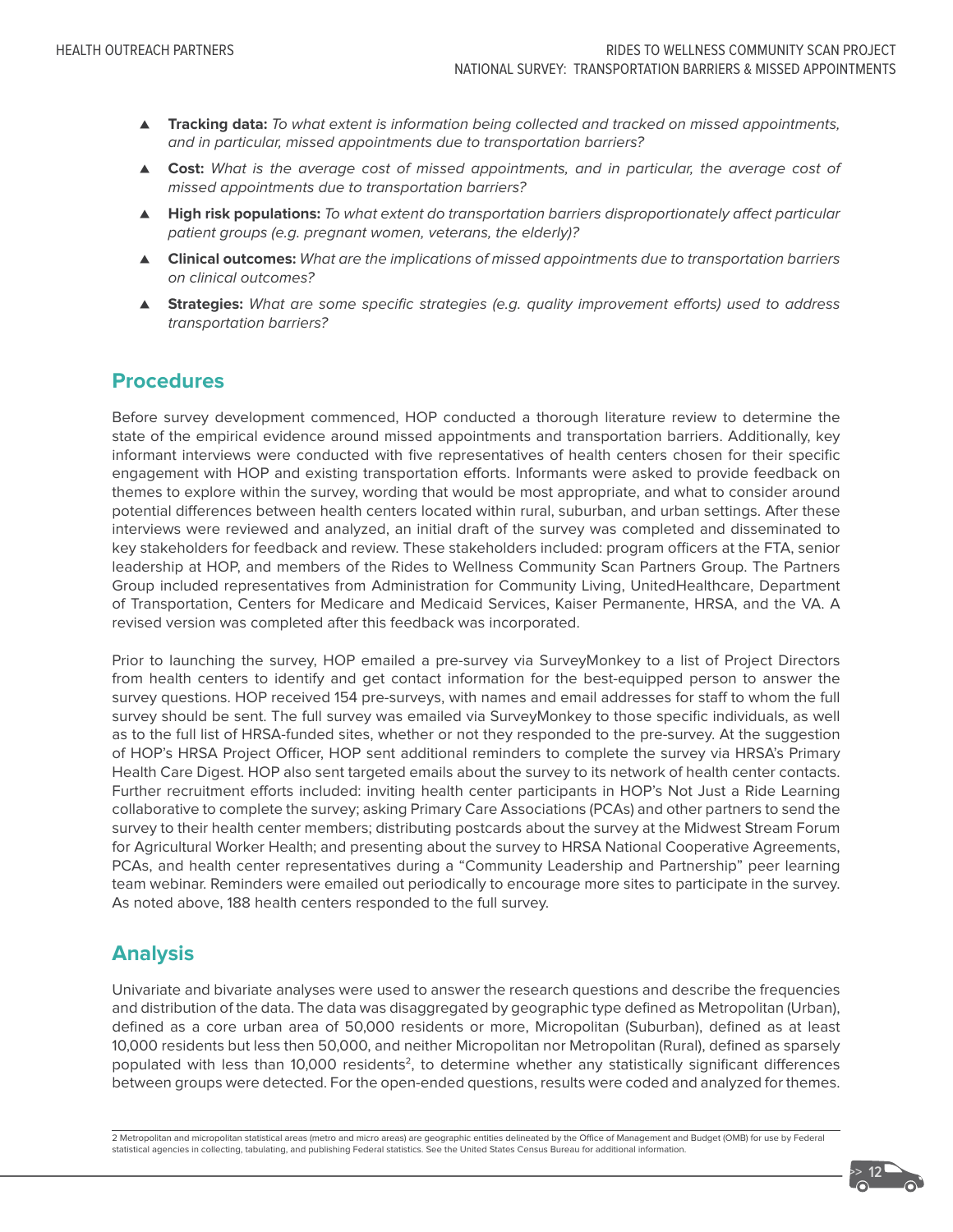- **Tracking data:** *To what extent is information being collected and tracked on missed appointments, and in particular, missed appointments due to transportation barriers?*
- **Cost:** *What is the average cost of missed appointments, and in particular, the average cost of missed appointments due to transportation barriers?*
- **High risk populations:** *To what extent do transportation barriers disproportionately affect particular patient groups (e.g. pregnant women, veterans, the elderly)?*
- **Clinical outcomes:** *What are the implications of missed appointments due to transportation barriers on clinical outcomes?*
- **Strategies:** *What are some specific strategies (e.g. quality improvement efforts) used to address transportation barriers?*

## Procedures

Before survey development commenced, HOP conducted a thorough literature review to determine the state of the empirical evidence around missed appointments and transportation barriers. Additionally, key informant interviews were conducted with five representatives of health centers chosen for their specific engagement with HOP and existing transportation efforts. Informants were asked to provide feedback on themes to explore within the survey, wording that would be most appropriate, and what to consider around potential differences between health centers located within rural, suburban, and urban settings. After these interviews were reviewed and analyzed, an initial draft of the survey was completed and disseminated to key stakeholders for feedback and review. These stakeholders included: program officers at the FTA, senior leadership at HOP, and members of the Rides to Wellness Community Scan Partners Group. The Partners Group included representatives from Administration for Community Living, UnitedHealthcare, Department of Transportation, Centers for Medicare and Medicaid Services, Kaiser Permanente, HRSA, and the VA. A revised version was completed after this feedback was incorporated.

Prior to launching the survey, HOP emailed a pre-survey via SurveyMonkey to a list of Project Directors from health centers to identify and get contact information for the best-equipped person to answer the survey questions. HOP received 154 pre-surveys, with names and email addresses for staff to whom the full survey should be sent. The full survey was emailed via SurveyMonkey to those specific individuals, as well as to the full list of HRSA-funded sites, whether or not they responded to the pre-survey. At the suggestion of HOP's HRSA Project Officer, HOP sent additional reminders to complete the survey via HRSA's Primary Health Care Digest. HOP also sent targeted emails about the survey to its network of health center contacts. Further recruitment efforts included: inviting health center participants in HOP's Not Just a Ride Learning collaborative to complete the survey; asking Primary Care Associations (PCAs) and other partners to send the survey to their health center members; distributing postcards about the survey at the Midwest Stream Forum for Agricultural Worker Health; and presenting about the survey to HRSA National Cooperative Agreements, PCAs, and health center representatives during a "Community Leadership and Partnership" peer learning team webinar. Reminders were emailed out periodically to encourage more sites to participate in the survey. As noted above, 188 health centers responded to the full survey.

## Analysis

Univariate and bivariate analyses were used to answer the research questions and describe the frequencies and distribution of the data. The data was disaggregated by geographic type defined as Metropolitan (Urban), defined as a core urban area of 50,000 residents or more, Micropolitan (Suburban), defined as at least 10,000 residents but less then 50,000, and neither Micropolitan nor Metropolitan (Rural), defined as sparsely populated with less than 10,000 residents[2], to determine whether any statistically significant differences between groups were detected. For the open-ended questions, results were coded and analyzed for themes.

2 Metropolitan and micropolitan statistical areas (metro and micro areas) are geographic entities delineated by the Office of Management and Budget (OMB) for use by Federal statistical agencies in collecting, tabulating, and publishing Federal statistics. See the United States Census Bureau for additional information.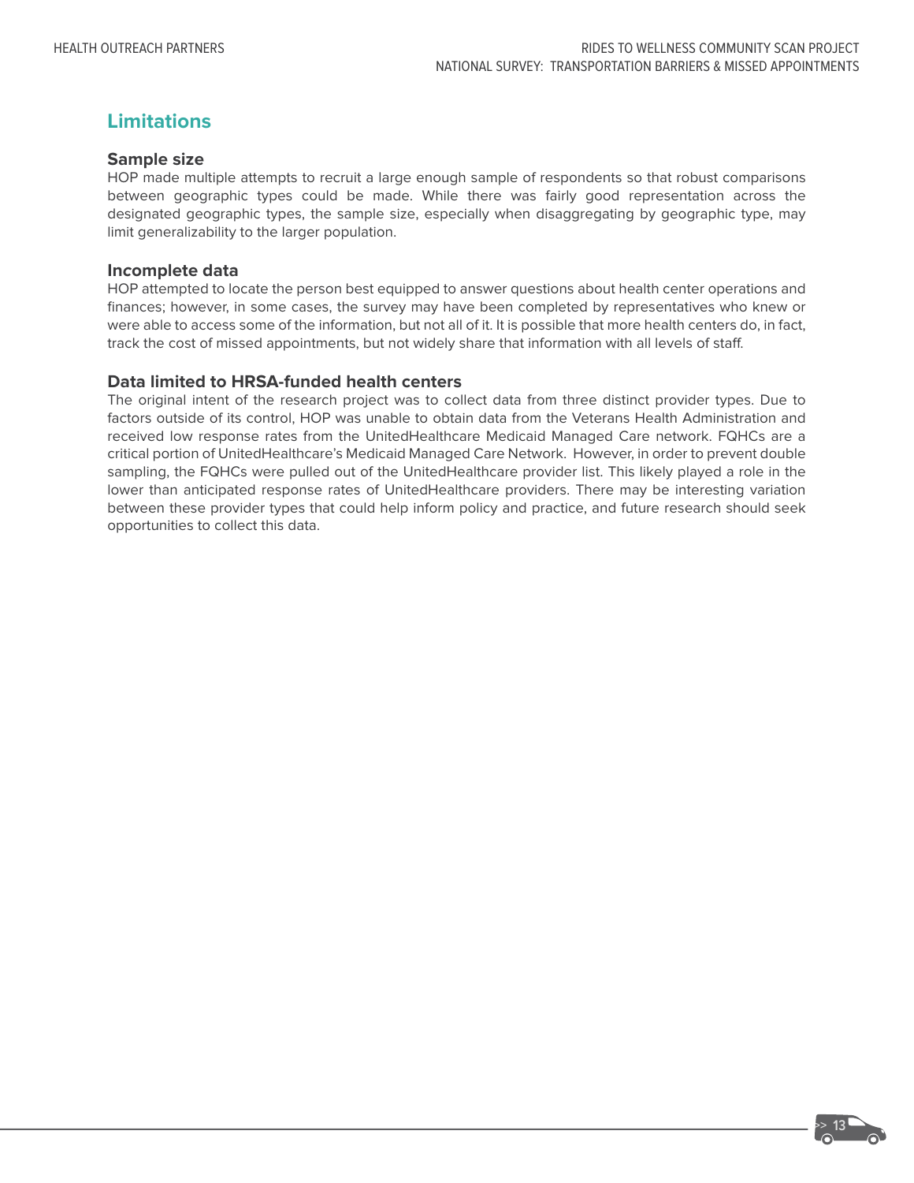## Limitations

### Sample size

HOP made multiple attempts to recruit a large enough sample of respondents so that robust comparisons between geographic types could be made. While there was fairly good representation across the designated geographic types, the sample size, especially when disaggregating by geographic type, may limit generalizability to the larger population.

### Incomplete data

HOP attempted to locate the person best equipped to answer questions about health center operations and finances; however, in some cases, the survey may have been completed by representatives who knew or were able to access some of the information, but not all of it. It is possible that more health centers do, in fact, track the cost of missed appointments, but not widely share that information with all levels of staff.

### Data limited to HRSA-funded health centers

The original intent of the research project was to collect data from three distinct provider types. Due to factors outside of its control, HOP was unable to obtain data from the Veterans Health Administration and received low response rates from the UnitedHealthcare Medicaid Managed Care network. FQHCs are a critical portion of UnitedHealthcare's Medicaid Managed Care Network. However, in order to prevent double sampling, the FQHCs were pulled out of the UnitedHealthcare provider list. This likely played a role in the lower than anticipated response rates of UnitedHealthcare providers. There may be interesting variation between these provider types that could help inform policy and practice, and future research should seek opportunities to collect this data.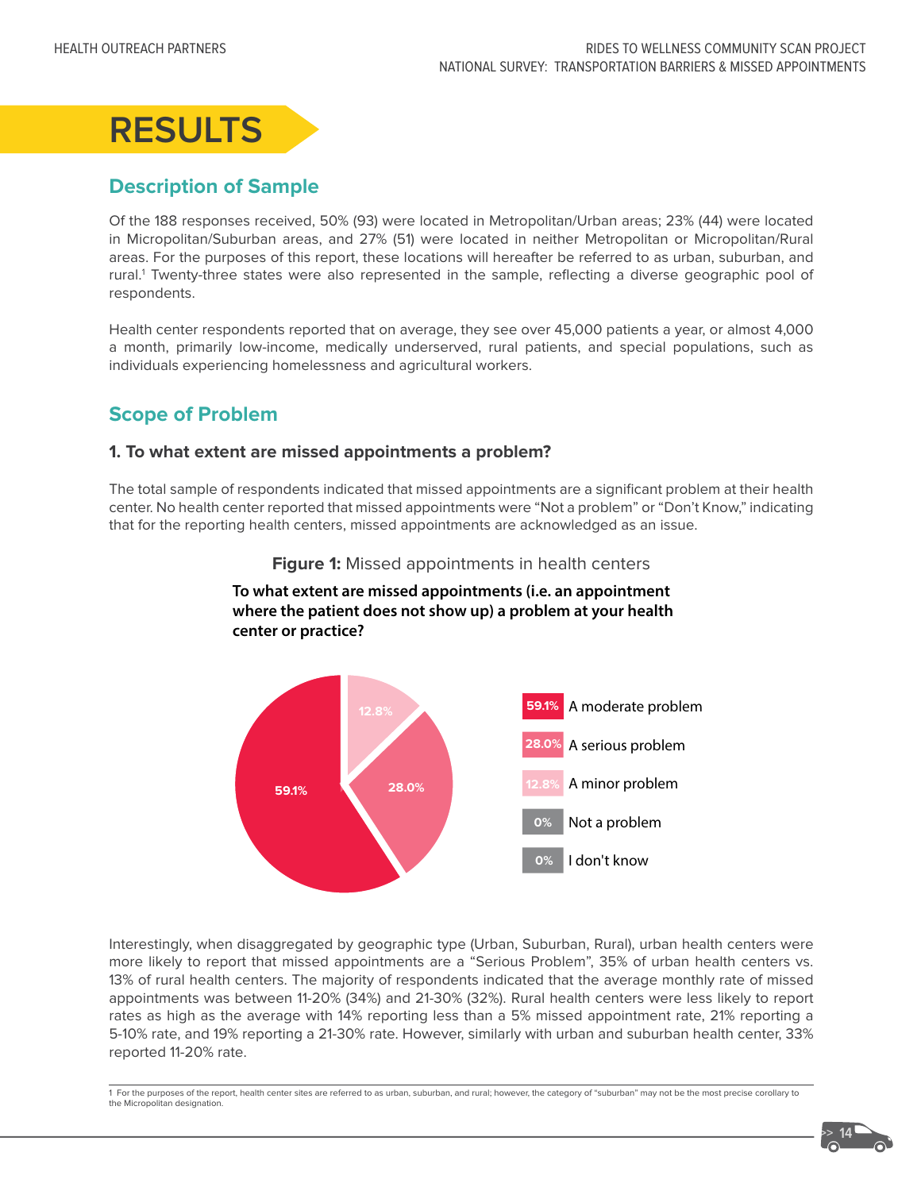# RESULTS

## Description of Sample

Of the 188 responses received, 50% (93) were located in Metropolitan/Urban areas; 23% (44) were located in Micropolitan/Suburban areas, and 27% (51) were located in neither Metropolitan or Micropolitan/Rural areas. For the purposes of this report, these locations will hereafter be referred to as urban, suburban, and rural.[1] Twenty-three states were also represented in the sample, reflecting a diverse geographic pool of respondents.

Health center respondents reported that on average, they see over 45,000 patients a year, or almost 4,000 a month, primarily low-income, medically underserved, rural patients, and special populations, such as individuals experiencing homelessness and agricultural workers.

## Scope of Problem

### 1. To what extent are missed appointments a problem?

The total sample of respondents indicated that missed appointments are a significant problem at their health center. No health center reported that missed appointments were "Not a problem" or "Don't Know," indicating that for the reporting health centers, missed appointments are acknowledged as an issue.

**Figure 1:** Missed appointments in health centers

**To what extent are missed appointments (i.e. an appointment where the patient does not show up) a problem at your health center or practice?**

| Response | Percent |
|---|---|
| A moderate problem | 59.1% |
| A serious problem | 28.0% |
| A minor problem | 12.8% |
| Not a problem | 0% |
| I don't know | 0% |

Interestingly, when disaggregated by geographic type (Urban, Suburban, Rural), urban health centers were more likely to report that missed appointments are a "Serious Problem", 35% of urban health centers vs. 13% of rural health centers. The majority of respondents indicated that the average monthly rate of missed appointments was between 11-20% (34%) and 21-30% (32%). Rural health centers were less likely to report rates as high as the average with 14% reporting less than a 5% missed appointment rate, 21% reporting a 5-10% rate, and 19% reporting a 21-30% rate. However, similarly with urban and suburban health center, 33% reported 11-20% rate.

1 For the purposes of the report, health center sites are referred to as urban, suburban, and rural; however, the category of "suburban" may not be the most precise corollary to the Micropolitan designation.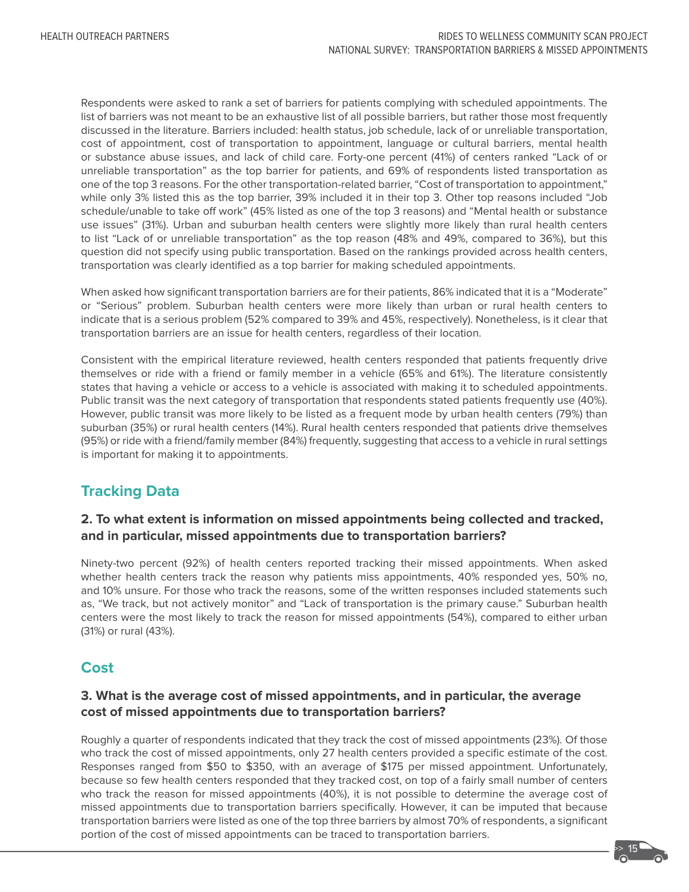Respondents were asked to rank a set of barriers for patients complying with scheduled appointments. The list of barriers was not meant to be an exhaustive list of all possible barriers, but rather those most frequently discussed in the literature. Barriers included: health status, job schedule, lack of or unreliable transportation, cost of appointment, cost of transportation to appointment, language or cultural barriers, mental health or substance abuse issues, and lack of child care. Forty-one percent (41%) of centers ranked "Lack of or unreliable transportation" as the top barrier for patients, and 69% of respondents listed transportation as one of the top 3 reasons. For the other transportation-related barrier, "Cost of transportation to appointment," while only 3% listed this as the top barrier, 39% included it in their top 3. Other top reasons included "Job schedule/unable to take off work" (45% listed as one of the top 3 reasons) and "Mental health or substance use issues" (31%). Urban and suburban health centers were slightly more likely than rural health centers to list "Lack of or unreliable transportation" as the top reason (48% and 49%, compared to 36%), but this question did not specify using public transportation. Based on the rankings provided across health centers, transportation was clearly identified as a top barrier for making scheduled appointments.

When asked how significant transportation barriers are for their patients, 86% indicated that it is a "Moderate" or "Serious" problem. Suburban health centers were more likely than urban or rural health centers to indicate that is a serious problem (52% compared to 39% and 45%, respectively). Nonetheless, is it clear that transportation barriers are an issue for health centers, regardless of their location.

Consistent with the empirical literature reviewed, health centers responded that patients frequently drive themselves or ride with a friend or family member in a vehicle (65% and 61%). The literature consistently states that having a vehicle or access to a vehicle is associated with making it to scheduled appointments. Public transit was the next category of transportation that respondents stated patients frequently use (40%). However, public transit was more likely to be listed as a frequent mode by urban health centers (79%) than suburban (35%) or rural health centers (14%). Rural health centers responded that patients drive themselves (95%) or ride with a friend/family member (84%) frequently, suggesting that access to a vehicle in rural settings is important for making it to appointments.

## Tracking Data

### 2. To what extent is information on missed appointments being collected and tracked, and in particular, missed appointments due to transportation barriers?

Ninety-two percent (92%) of health centers reported tracking their missed appointments. When asked whether health centers track the reason why patients miss appointments, 40% responded yes, 50% no, and 10% unsure. For those who track the reasons, some of the written responses included statements such as, "We track, but not actively monitor" and "Lack of transportation is the primary cause." Suburban health centers were the most likely to track the reason for missed appointments (54%), compared to either urban (31%) or rural (43%).

## Cost

### 3. What is the average cost of missed appointments, and in particular, the average cost of missed appointments due to transportation barriers?

Roughly a quarter of respondents indicated that they track the cost of missed appointments (23%). Of those who track the cost of missed appointments, only 27 health centers provided a specific estimate of the cost. Responses ranged from $50 to $350, with an average of $175 per missed appointment. Unfortunately, because so few health centers responded that they tracked cost, on top of a fairly small number of centers who track the reason for missed appointments (40%), it is not possible to determine the average cost of missed appointments due to transportation barriers specifically. However, it can be imputed that because transportation barriers were listed as one of the top three barriers by almost 70% of respondents, a significant portion of the cost of missed appointments can be traced to transportation barriers.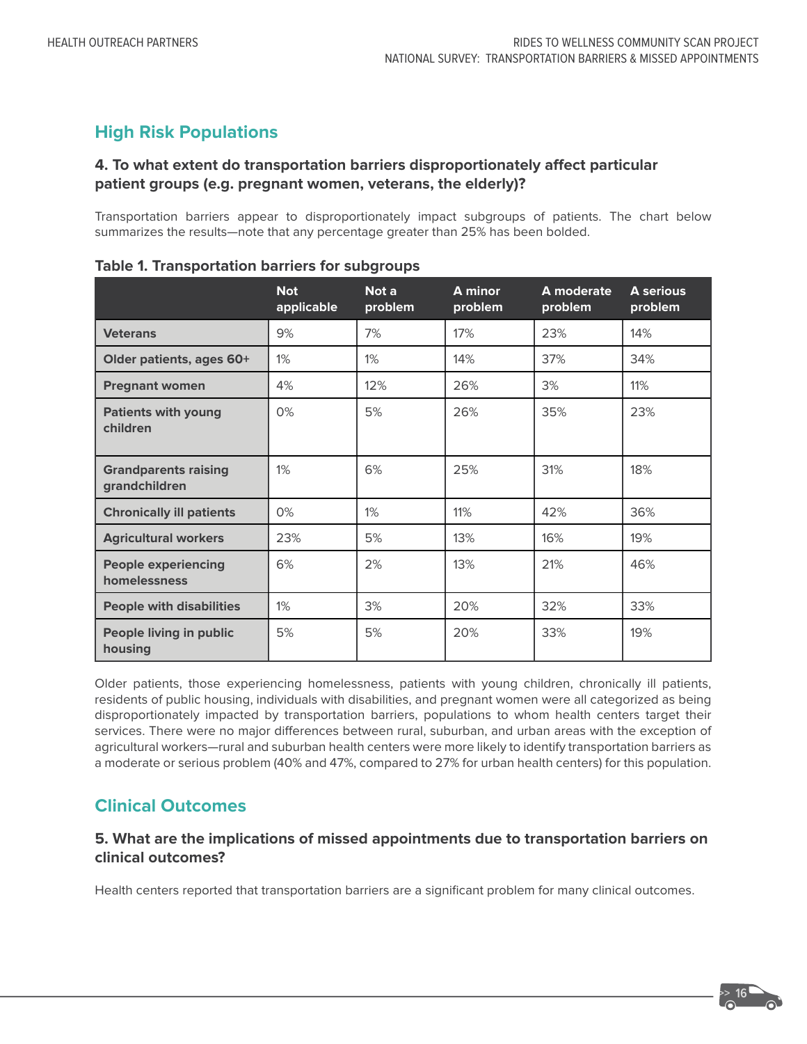## High Risk Populations

### 4. To what extent do transportation barriers disproportionately affect particular patient groups (e.g. pregnant women, veterans, the elderly)?

Transportation barriers appear to disproportionately impact subgroups of patients. The chart below summarizes the results—note that any percentage greater than 25% has been bolded.

**Table 1. Transportation barriers for subgroups**

| | Not applicable | Not a problem | A minor problem | A moderate problem | A serious problem |
|---|---|---|---|---|---|
| **Veterans** | 9% | 7% | 17% | 23% | 14% |
| **Older patients, ages 60+** | 1% | 1% | 14% | 37% | 34% |
| **Pregnant women** | 4% | 12% | 26% | 3% | 11% |
| **Patients with young children** | 0% | 5% | 26% | 35% | 23% |
| **Grandparents raising grandchildren** | 1% | 6% | 25% | 31% | 18% |
| **Chronically ill patients** | 0% | 1% | 11% | 42% | 36% |
| **Agricultural workers** | 23% | 5% | 13% | 16% | 19% |
| **People experiencing homelessness** | 6% | 2% | 13% | 21% | 46% |
| **People with disabilities** | 1% | 3% | 20% | 32% | 33% |
| **People living in public housing** | 5% | 5% | 20% | 33% | 19% |

Older patients, those experiencing homelessness, patients with young children, chronically ill patients, residents of public housing, individuals with disabilities, and pregnant women were all categorized as being disproportionately impacted by transportation barriers, populations to whom health centers target their services. There were no major differences between rural, suburban, and urban areas with the exception of agricultural workers—rural and suburban health centers were more likely to identify transportation barriers as a moderate or serious problem (40% and 47%, compared to 27% for urban health centers) for this population.

## Clinical Outcomes

### 5. What are the implications of missed appointments due to transportation barriers on clinical outcomes?

Health centers reported that transportation barriers are a significant problem for many clinical outcomes.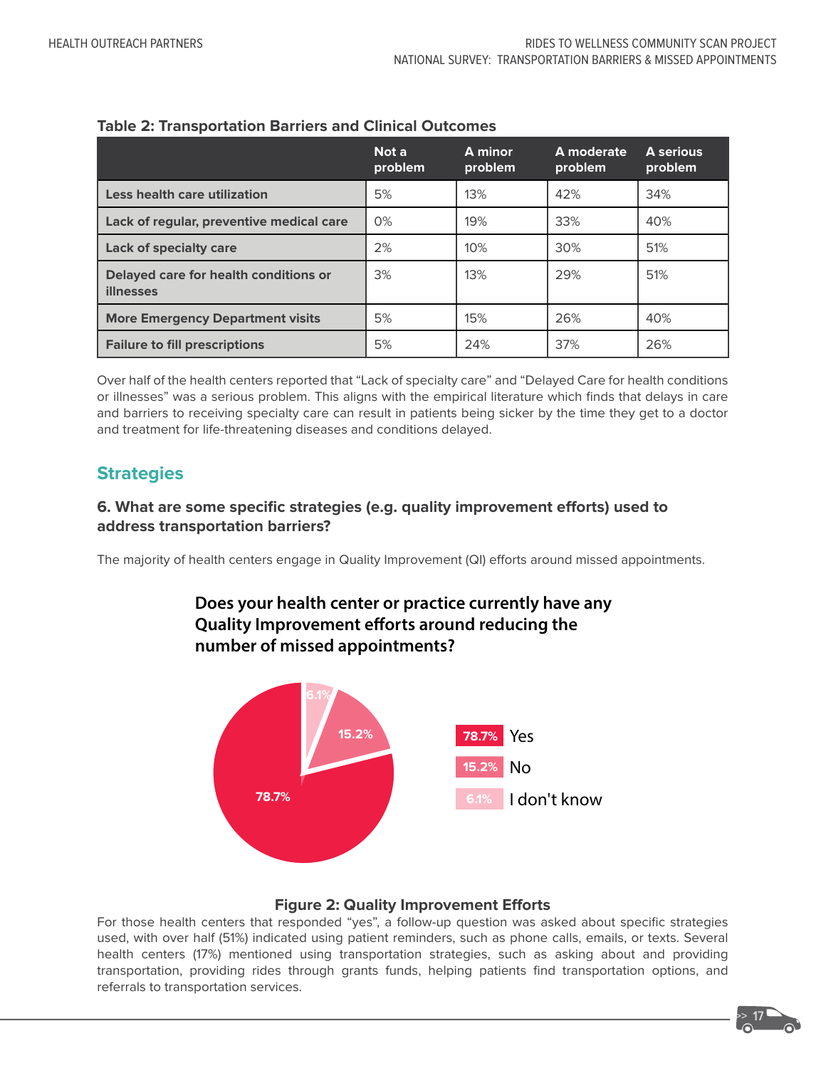**Table 2: Transportation Barriers and Clinical Outcomes**

| | Not a problem | A minor problem | A moderate problem | A serious problem |
|---|---|---|---|---|
| **Less health care utilization** | 5% | 13% | 42% | 34% |
| **Lack of regular, preventive medical care** | 0% | 19% | 33% | 40% |
| **Lack of specialty care** | 2% | 10% | 30% | 51% |
| **Delayed care for health conditions or illnesses** | 3% | 13% | 29% | 51% |
| **More Emergency Department visits** | 5% | 15% | 26% | 40% |
| **Failure to fill prescriptions** | 5% | 24% | 37% | 26% |

Over half of the health centers reported that "Lack of specialty care" and "Delayed Care for health conditions or illnesses" was a serious problem. This aligns with the empirical literature which finds that delays in care and barriers to receiving specialty care can result in patients being sicker by the time they get to a doctor and treatment for life-threatening diseases and conditions delayed.

## Strategies

### 6. What are some specific strategies (e.g. quality improvement efforts) used to address transportation barriers?

The majority of health centers engage in Quality Improvement (QI) efforts around missed appointments.

**Does your health center or practice currently have any Quality Improvement efforts around reducing the number of missed appointments?**

| Response | Percent |
|---|---|
| Yes | 78.7% |
| No | 15.2% |
| I don't know | 6.1% |

**Figure 2: Quality Improvement Efforts**

For those health centers that responded "yes", a follow-up question was asked about specific strategies used, with over half (51%) indicated using patient reminders, such as phone calls, emails, or texts. Several health centers (17%) mentioned using transportation strategies, such as asking about and providing transportation, providing rides through grants funds, helping patients find transportation options, and referrals to transportation services.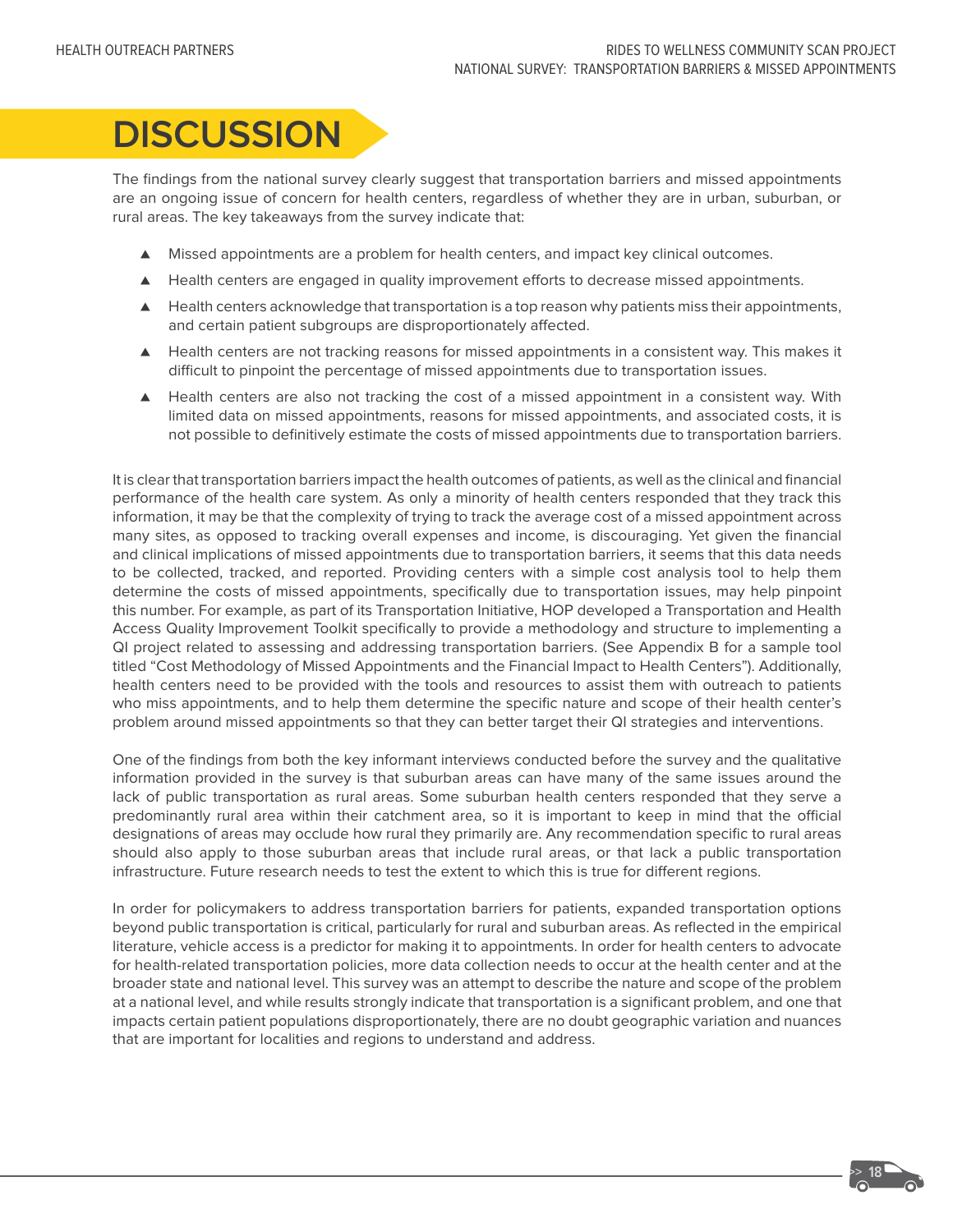# DISCUSSION

The findings from the national survey clearly suggest that transportation barriers and missed appointments are an ongoing issue of concern for health centers, regardless of whether they are in urban, suburban, or rural areas. The key takeaways from the survey indicate that:

- Missed appointments are a problem for health centers, and impact key clinical outcomes.
- Health centers are engaged in quality improvement efforts to decrease missed appointments.
- Health centers acknowledge that transportation is a top reason why patients miss their appointments, and certain patient subgroups are disproportionately affected.
- Health centers are not tracking reasons for missed appointments in a consistent way. This makes it difficult to pinpoint the percentage of missed appointments due to transportation issues.
- Health centers are also not tracking the cost of a missed appointment in a consistent way. With limited data on missed appointments, reasons for missed appointments, and associated costs, it is not possible to definitively estimate the costs of missed appointments due to transportation barriers.

It is clear that transportation barriers impact the health outcomes of patients, as well as the clinical and financial performance of the health care system. As only a minority of health centers responded that they track this information, it may be that the complexity of trying to track the average cost of a missed appointment across many sites, as opposed to tracking overall expenses and income, is discouraging. Yet given the financial and clinical implications of missed appointments due to transportation barriers, it seems that this data needs to be collected, tracked, and reported. Providing centers with a simple cost analysis tool to help them determine the costs of missed appointments, specifically due to transportation issues, may help pinpoint this number. For example, as part of its Transportation Initiative, HOP developed a Transportation and Health Access Quality Improvement Toolkit specifically to provide a methodology and structure to implementing a QI project related to assessing and addressing transportation barriers. (See Appendix B for a sample tool titled "Cost Methodology of Missed Appointments and the Financial Impact to Health Centers"). Additionally, health centers need to be provided with the tools and resources to assist them with outreach to patients who miss appointments, and to help them determine the specific nature and scope of their health center's problem around missed appointments so that they can better target their QI strategies and interventions.

One of the findings from both the key informant interviews conducted before the survey and the qualitative information provided in the survey is that suburban areas can have many of the same issues around the lack of public transportation as rural areas. Some suburban health centers responded that they serve a predominantly rural area within their catchment area, so it is important to keep in mind that the official designations of areas may occlude how rural they primarily are. Any recommendation specific to rural areas should also apply to those suburban areas that include rural areas, or that lack a public transportation infrastructure. Future research needs to test the extent to which this is true for different regions.

In order for policymakers to address transportation barriers for patients, expanded transportation options beyond public transportation is critical, particularly for rural and suburban areas. As reflected in the empirical literature, vehicle access is a predictor for making it to appointments. In order for health centers to advocate for health-related transportation policies, more data collection needs to occur at the health center and at the broader state and national level. This survey was an attempt to describe the nature and scope of the problem at a national level, and while results strongly indicate that transportation is a significant problem, and one that impacts certain patient populations disproportionately, there are no doubt geographic variation and nuances that are important for localities and regions to understand and address.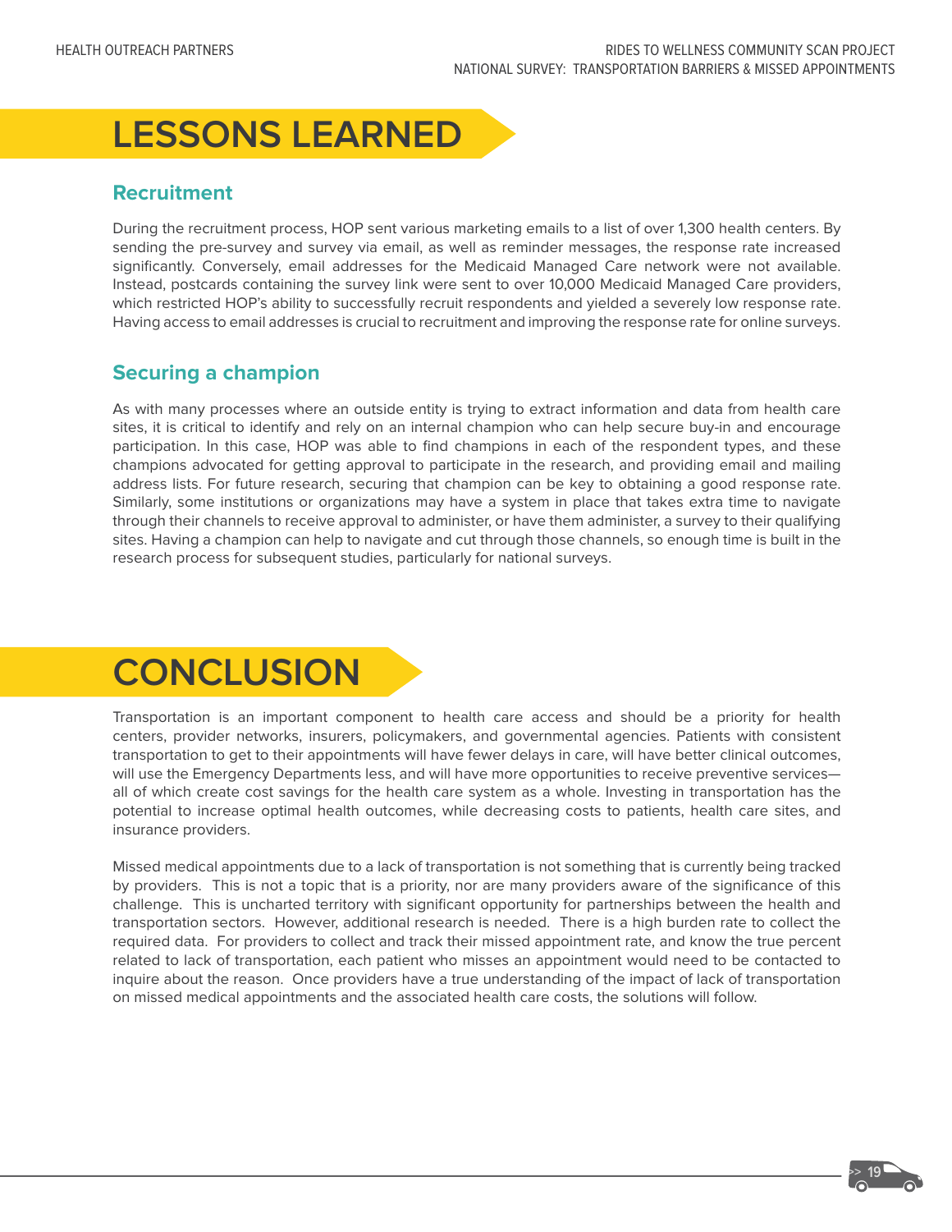# LESSONS LEARNED

## Recruitment

During the recruitment process, HOP sent various marketing emails to a list of over 1,300 health centers. By sending the pre-survey and survey via email, as well as reminder messages, the response rate increased significantly. Conversely, email addresses for the Medicaid Managed Care network were not available. Instead, postcards containing the survey link were sent to over 10,000 Medicaid Managed Care providers, which restricted HOP's ability to successfully recruit respondents and yielded a severely low response rate. Having access to email addresses is crucial to recruitment and improving the response rate for online surveys.

## Securing a champion

As with many processes where an outside entity is trying to extract information and data from health care sites, it is critical to identify and rely on an internal champion who can help secure buy-in and encourage participation. In this case, HOP was able to find champions in each of the respondent types, and these champions advocated for getting approval to participate in the research, and providing email and mailing address lists. For future research, securing that champion can be key to obtaining a good response rate. Similarly, some institutions or organizations may have a system in place that takes extra time to navigate through their channels to receive approval to administer, or have them administer, a survey to their qualifying sites. Having a champion can help to navigate and cut through those channels, so enough time is built in the research process for subsequent studies, particularly for national surveys.

# CONCLUSION

Transportation is an important component to health care access and should be a priority for health centers, provider networks, insurers, policymakers, and governmental agencies. Patients with consistent transportation to get to their appointments will have fewer delays in care, will have better clinical outcomes, will use the Emergency Departments less, and will have more opportunities to receive preventive services—all of which create cost savings for the health care system as a whole. Investing in transportation has the potential to increase optimal health outcomes, while decreasing costs to patients, health care sites, and insurance providers.

Missed medical appointments due to a lack of transportation is not something that is currently being tracked by providers. This is not a topic that is a priority, nor are many providers aware of the significance of this challenge. This is uncharted territory with significant opportunity for partnerships between the health and transportation sectors. However, additional research is needed. There is a high burden rate to collect the required data. For providers to collect and track their missed appointment rate, and know the true percent related to lack of transportation, each patient who misses an appointment would need to be contacted to inquire about the reason. Once providers have a true understanding of the impact of lack of transportation on missed medical appointments and the associated health care costs, the solutions will follow.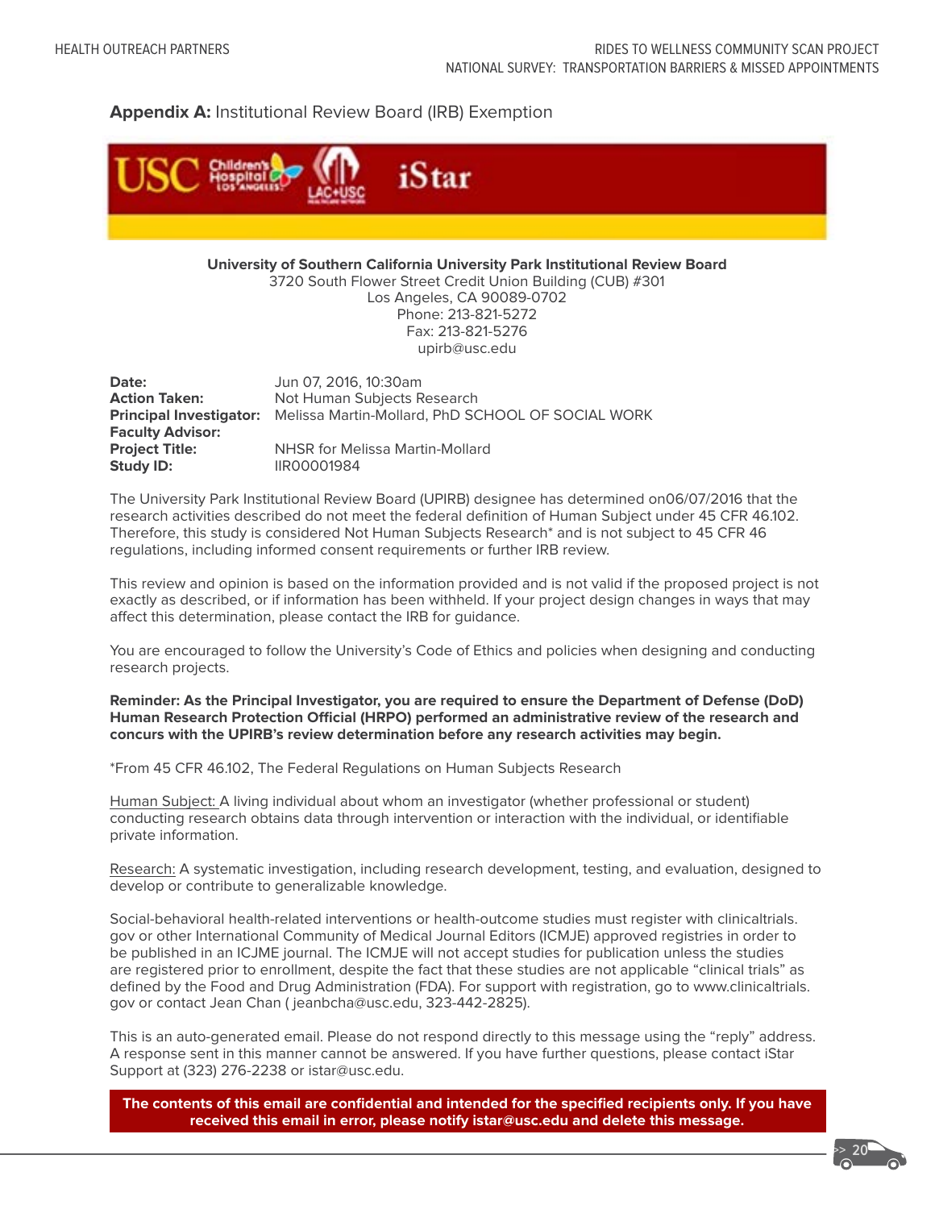## **Appendix A:** Institutional Review Board (IRB) Exemption

USC Children's Hospital Los Angeles LAC+USC iStar

**University of Southern California University Park Institutional Review Board**
3720 South Flower Street Credit Union Building (CUB) #301
Los Angeles, CA 90089-0702
Phone: 213-821-5272
Fax: 213-821-5276
upirb@usc.edu

| | |
|---|---|
| **Date:** | Jun 07, 2016, 10:30am |
| **Action Taken:** | Not Human Subjects Research |
| **Principal Investigator:** | Melissa Martin-Mollard, PhD SCHOOL OF SOCIAL WORK |
| **Faculty Advisor:** | |
| **Project Title:** | NHSR for Melissa Martin-Mollard |
| **Study ID:** | IIR00001984 |

The University Park Institutional Review Board (UPIRB) designee has determined on06/07/2016 that the research activities described do not meet the federal definition of Human Subject under 45 CFR 46.102. Therefore, this study is considered Not Human Subjects Research* and is not subject to 45 CFR 46 regulations, including informed consent requirements or further IRB review.

This review and opinion is based on the information provided and is not valid if the proposed project is not exactly as described, or if information has been withheld. If your project design changes in ways that may affect this determination, please contact the IRB for guidance.

You are encouraged to follow the University's Code of Ethics and policies when designing and conducting research projects.

**Reminder: As the Principal Investigator, you are required to ensure the Department of Defense (DoD) Human Research Protection Official (HRPO) performed an administrative review of the research and concurs with the UPIRB's review determination before any research activities may begin.**

*From 45 CFR 46.102, The Federal Regulations on Human Subjects Research

Human Subject: A living individual about whom an investigator (whether professional or student) conducting research obtains data through intervention or interaction with the individual, or identifiable private information.

Research: A systematic investigation, including research development, testing, and evaluation, designed to develop or contribute to generalizable knowledge.

Social-behavioral health-related interventions or health-outcome studies must register with clinicaltrials.gov or other International Community of Medical Journal Editors (ICMJE) approved registries in order to be published in an ICJME journal. The ICMJE will not accept studies for publication unless the studies are registered prior to enrollment, despite the fact that these studies are not applicable "clinical trials" as defined by the Food and Drug Administration (FDA). For support with registration, go to www.clinicaltrials.gov or contact Jean Chan ( jeanbcha@usc.edu, 323-442-2825).

This is an auto-generated email. Please do not respond directly to this message using the "reply" address. A response sent in this manner cannot be answered. If you have further questions, please contact iStar Support at (323) 276-2238 or istar@usc.edu.

**The contents of this email are confidential and intended for the specified recipients only. If you have received this email in error, please notify istar@usc.edu and delete this message.**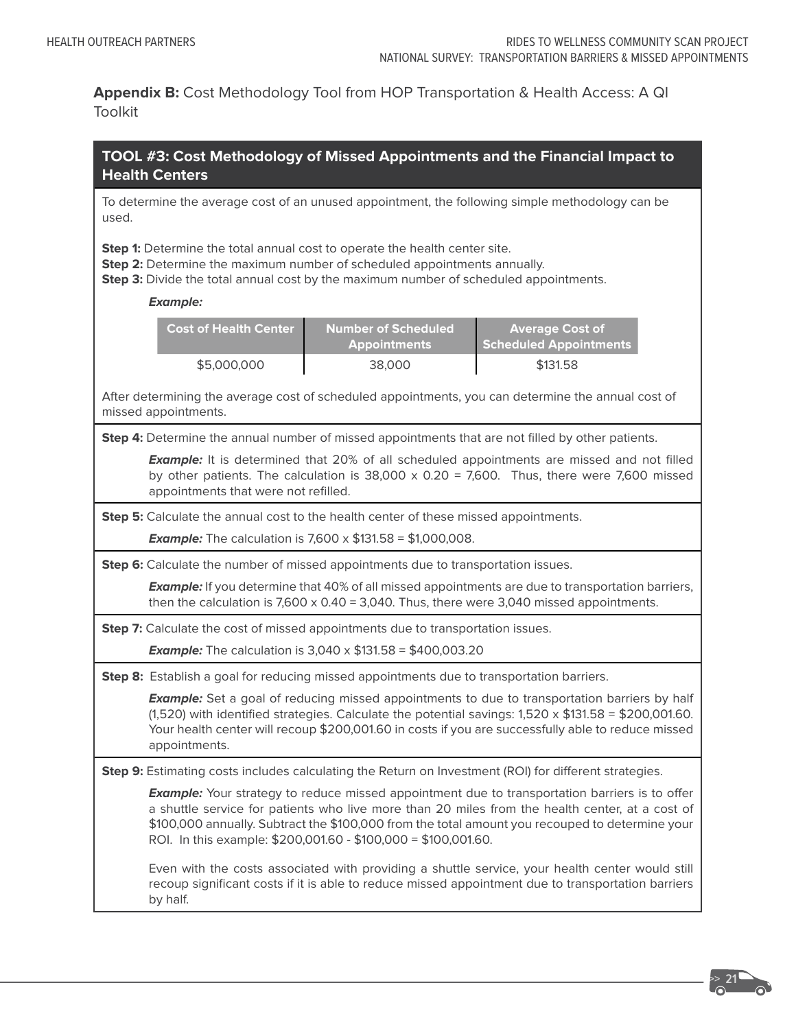**Appendix B:** Cost Methodology Tool from HOP Transportation & Health Access: A QI Toolkit

### TOOL #3: Cost Methodology of Missed Appointments and the Financial Impact to Health Centers

To determine the average cost of an unused appointment, the following simple methodology can be used.

**Step 1:** Determine the total annual cost to operate the health center site.
**Step 2:** Determine the maximum number of scheduled appointments annually.
**Step 3:** Divide the total annual cost by the maximum number of scheduled appointments.

***Example:***

| Cost of Health Center | Number of Scheduled Appointments | Average Cost of Scheduled Appointments |
|---|---|---|
| $5,000,000 | 38,000 | $131.58 |

After determining the average cost of scheduled appointments, you can determine the annual cost of missed appointments.

**Step 4:** Determine the annual number of missed appointments that are not filled by other patients.

> ***Example:*** It is determined that 20% of all scheduled appointments are missed and not filled by other patients. The calculation is 38,000 x 0.20 = 7,600. Thus, there were 7,600 missed appointments that were not refilled.

**Step 5:** Calculate the annual cost to the health center of these missed appointments.

> ***Example:*** The calculation is 7,600 x $131.58 = $1,000,008.

**Step 6:** Calculate the number of missed appointments due to transportation issues.

> ***Example:*** If you determine that 40% of all missed appointments are due to transportation barriers, then the calculation is 7,600 x 0.40 = 3,040. Thus, there were 3,040 missed appointments.

**Step 7:** Calculate the cost of missed appointments due to transportation issues.

> ***Example:*** The calculation is 3,040 x $131.58 = $400,003.20

**Step 8:** Establish a goal for reducing missed appointments due to transportation barriers.

> ***Example:*** Set a goal of reducing missed appointments to due to transportation barriers by half (1,520) with identified strategies. Calculate the potential savings: 1,520 x $131.58 = $200,001.60. Your health center will recoup $200,001.60 in costs if you are successfully able to reduce missed appointments.

**Step 9:** Estimating costs includes calculating the Return on Investment (ROI) for different strategies.

> ***Example:*** Your strategy to reduce missed appointment due to transportation barriers is to offer a shuttle service for patients who live more than 20 miles from the health center, at a cost of $100,000 annually. Subtract the $100,000 from the total amount you recouped to determine your ROI. In this example: $200,001.60 - $100,000 = $100,001.60.
>
> Even with the costs associated with providing a shuttle service, your health center would still recoup significant costs if it is able to reduce missed appointment due to transportation barriers by half.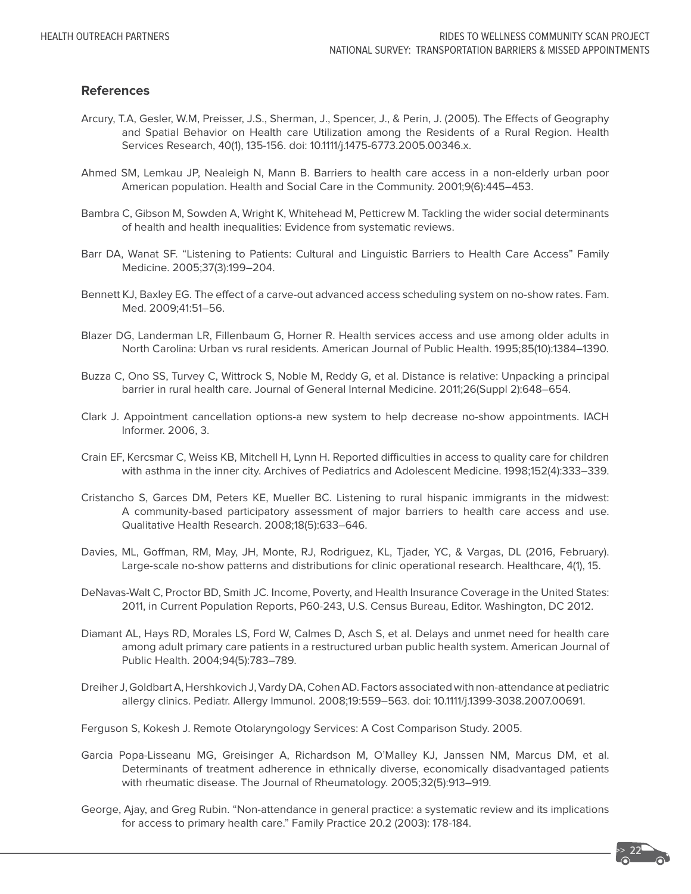## References

Arcury, T.A, Gesler, W.M, Preisser, J.S., Sherman, J., Spencer, J., & Perin, J. (2005). The Effects of Geography and Spatial Behavior on Health care Utilization among the Residents of a Rural Region. Health Services Research, 40(1), 135-156. doi: 10.1111/j.1475-6773.2005.00346.x.

Ahmed SM, Lemkau JP, Nealeigh N, Mann B. Barriers to health care access in a non-elderly urban poor American population. Health and Social Care in the Community. 2001;9(6):445–453.

Bambra C, Gibson M, Sowden A, Wright K, Whitehead M, Petticrew M. Tackling the wider social determinants of health and health inequalities: Evidence from systematic reviews.

Barr DA, Wanat SF. "Listening to Patients: Cultural and Linguistic Barriers to Health Care Access" Family Medicine. 2005;37(3):199–204.

Bennett KJ, Baxley EG. The effect of a carve-out advanced access scheduling system on no-show rates. Fam. Med. 2009;41:51–56.

Blazer DG, Landerman LR, Fillenbaum G, Horner R. Health services access and use among older adults in North Carolina: Urban vs rural residents. American Journal of Public Health. 1995;85(10):1384–1390.

Buzza C, Ono SS, Turvey C, Wittrock S, Noble M, Reddy G, et al. Distance is relative: Unpacking a principal barrier in rural health care. Journal of General Internal Medicine. 2011;26(Suppl 2):648–654.

Clark J. Appointment cancellation options-a new system to help decrease no-show appointments. IACH Informer. 2006, 3.

Crain EF, Kercsmar C, Weiss KB, Mitchell H, Lynn H. Reported difficulties in access to quality care for children with asthma in the inner city. Archives of Pediatrics and Adolescent Medicine. 1998;152(4):333–339.

Cristancho S, Garces DM, Peters KE, Mueller BC. Listening to rural hispanic immigrants in the midwest: A community-based participatory assessment of major barriers to health care access and use. Qualitative Health Research. 2008;18(5):633–646.

Davies, ML, Goffman, RM, May, JH, Monte, RJ, Rodriguez, KL, Tjader, YC, & Vargas, DL (2016, February). Large-scale no-show patterns and distributions for clinic operational research. Healthcare, 4(1), 15.

DeNavas-Walt C, Proctor BD, Smith JC. Income, Poverty, and Health Insurance Coverage in the United States: 2011, in Current Population Reports, P60-243, U.S. Census Bureau, Editor. Washington, DC 2012.

Diamant AL, Hays RD, Morales LS, Ford W, Calmes D, Asch S, et al. Delays and unmet need for health care among adult primary care patients in a restructured urban public health system. American Journal of Public Health. 2004;94(5):783–789.

Dreiher J, Goldbart A, Hershkovich J, Vardy DA, Cohen AD. Factors associated with non-attendance at pediatric allergy clinics. Pediatr. Allergy Immunol. 2008;19:559–563. doi: 10.1111/j.1399-3038.2007.00691.

Ferguson S, Kokesh J. Remote Otolaryngology Services: A Cost Comparison Study. 2005.

Garcia Popa-Lisseanu MG, Greisinger A, Richardson M, O'Malley KJ, Janssen NM, Marcus DM, et al. Determinants of treatment adherence in ethnically diverse, economically disadvantaged patients with rheumatic disease. The Journal of Rheumatology. 2005;32(5):913–919.

George, Ajay, and Greg Rubin. "Non-attendance in general practice: a systematic review and its implications for access to primary health care." Family Practice 20.2 (2003): 178-184.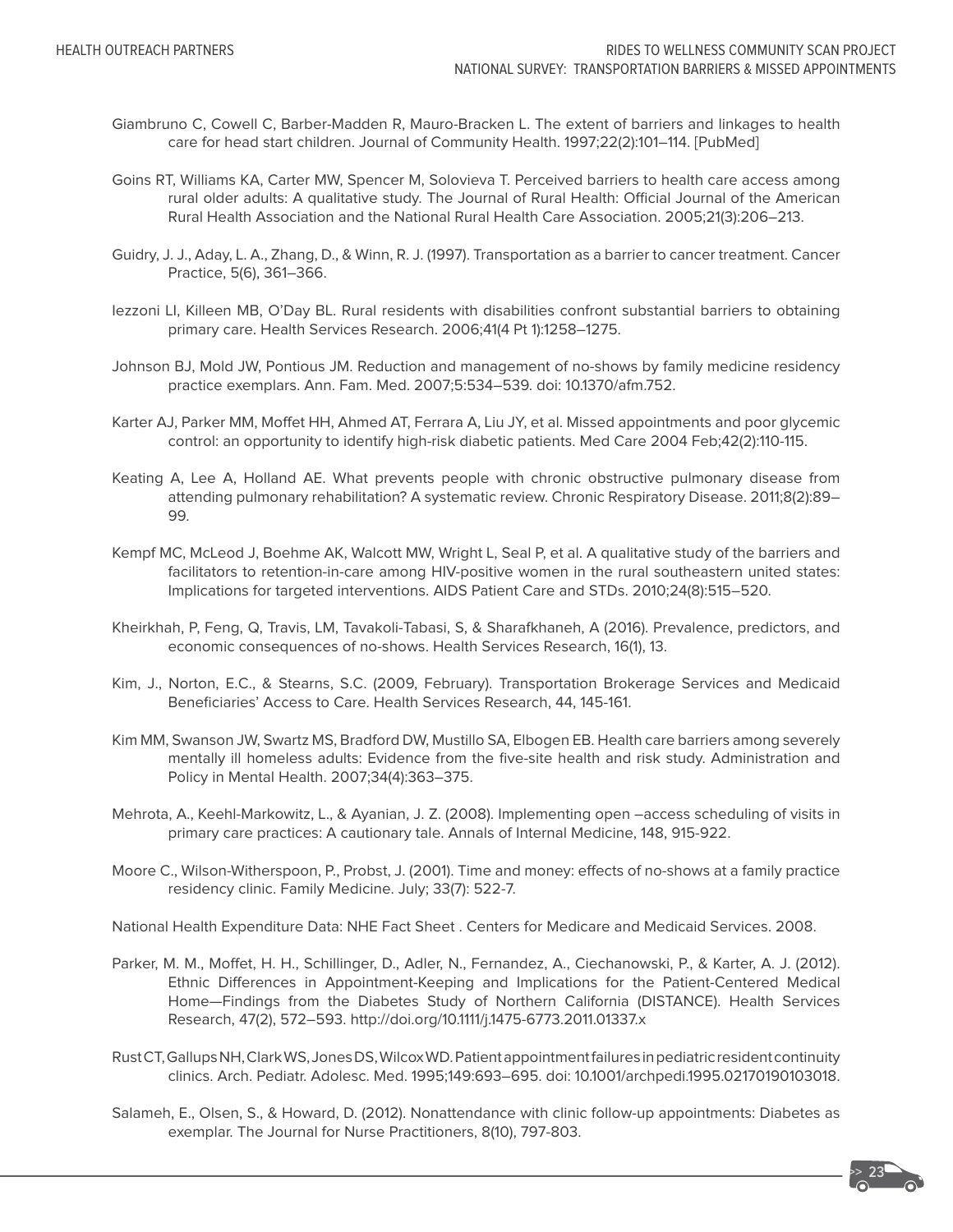Giambruno C, Cowell C, Barber-Madden R, Mauro-Bracken L. The extent of barriers and linkages to health care for head start children. Journal of Community Health. 1997;22(2):101–114. [PubMed]

Goins RT, Williams KA, Carter MW, Spencer M, Solovieva T. Perceived barriers to health care access among rural older adults: A qualitative study. The Journal of Rural Health: Official Journal of the American Rural Health Association and the National Rural Health Care Association. 2005;21(3):206–213.

Guidry, J. J., Aday, L. A., Zhang, D., & Winn, R. J. (1997). Transportation as a barrier to cancer treatment. Cancer Practice, 5(6), 361–366.

Iezzoni LI, Killeen MB, O'Day BL. Rural residents with disabilities confront substantial barriers to obtaining primary care. Health Services Research. 2006;41(4 Pt 1):1258–1275.

Johnson BJ, Mold JW, Pontious JM. Reduction and management of no-shows by family medicine residency practice exemplars. Ann. Fam. Med. 2007;5:534–539. doi: 10.1370/afm.752.

Karter AJ, Parker MM, Moffet HH, Ahmed AT, Ferrara A, Liu JY, et al. Missed appointments and poor glycemic control: an opportunity to identify high-risk diabetic patients. Med Care 2004 Feb;42(2):110-115.

Keating A, Lee A, Holland AE. What prevents people with chronic obstructive pulmonary disease from attending pulmonary rehabilitation? A systematic review. Chronic Respiratory Disease. 2011;8(2):89–99.

Kempf MC, McLeod J, Boehme AK, Walcott MW, Wright L, Seal P, et al. A qualitative study of the barriers and facilitators to retention-in-care among HIV-positive women in the rural southeastern united states: Implications for targeted interventions. AIDS Patient Care and STDs. 2010;24(8):515–520.

Kheirkhah, P, Feng, Q, Travis, LM, Tavakoli-Tabasi, S, & Sharafkhaneh, A (2016). Prevalence, predictors, and economic consequences of no-shows. Health Services Research, 16(1), 13.

Kim, J., Norton, E.C., & Stearns, S.C. (2009, February). Transportation Brokerage Services and Medicaid Beneficiaries' Access to Care. Health Services Research, 44, 145-161.

Kim MM, Swanson JW, Swartz MS, Bradford DW, Mustillo SA, Elbogen EB. Health care barriers among severely mentally ill homeless adults: Evidence from the five-site health and risk study. Administration and Policy in Mental Health. 2007;34(4):363–375.

Mehrota, A., Keehl-Markowitz, L., & Ayanian, J. Z. (2008). Implementing open –access scheduling of visits in primary care practices: A cautionary tale. Annals of Internal Medicine, 148, 915-922.

Moore C., Wilson-Witherspoon, P., Probst, J. (2001). Time and money: effects of no-shows at a family practice residency clinic. Family Medicine. July; 33(7): 522-7.

National Health Expenditure Data: NHE Fact Sheet . Centers for Medicare and Medicaid Services. 2008.

Parker, M. M., Moffet, H. H., Schillinger, D., Adler, N., Fernandez, A., Ciechanowski, P., & Karter, A. J. (2012). Ethnic Differences in Appointment-Keeping and Implications for the Patient-Centered Medical Home—Findings from the Diabetes Study of Northern California (DISTANCE). Health Services Research, 47(2), 572–593. http://doi.org/10.1111/j.1475-6773.2011.01337.x

Rust CT, Gallups NH, Clark WS, Jones DS, Wilcox WD. Patient appointment failures in pediatric resident continuity clinics. Arch. Pediatr. Adolesc. Med. 1995;149:693–695. doi: 10.1001/archpedi.1995.02170190103018.

Salameh, E., Olsen, S., & Howard, D. (2012). Nonattendance with clinic follow-up appointments: Diabetes as exemplar. The Journal for Nurse Practitioners, 8(10), 797-803.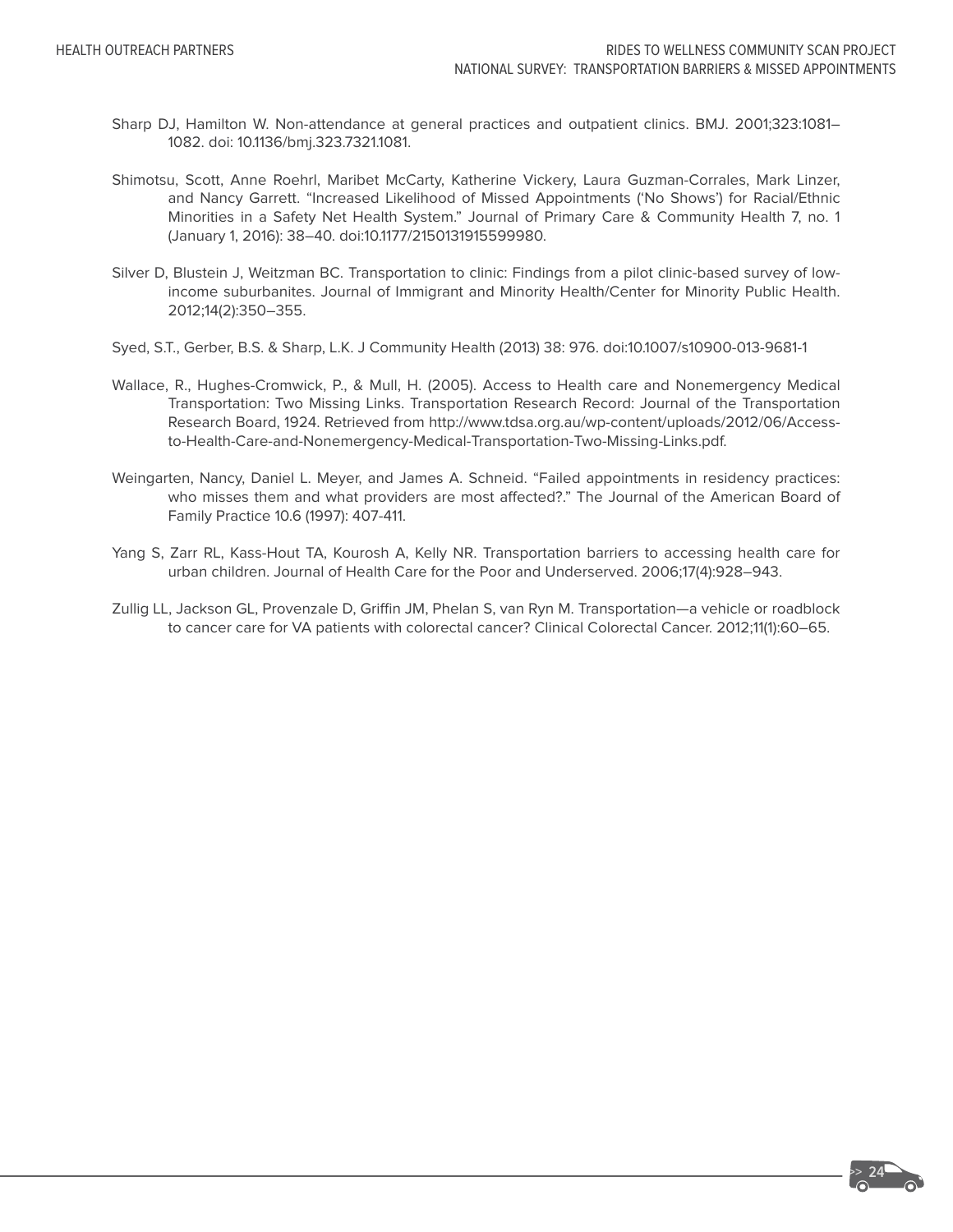Sharp DJ, Hamilton W. Non-attendance at general practices and outpatient clinics. BMJ. 2001;323:1081–1082. doi: 10.1136/bmj.323.7321.1081.

Shimotsu, Scott, Anne Roehrl, Maribet McCarty, Katherine Vickery, Laura Guzman-Corrales, Mark Linzer, and Nancy Garrett. "Increased Likelihood of Missed Appointments ('No Shows') for Racial/Ethnic Minorities in a Safety Net Health System." Journal of Primary Care & Community Health 7, no. 1 (January 1, 2016): 38–40. doi:10.1177/2150131915599980.

Silver D, Blustein J, Weitzman BC. Transportation to clinic: Findings from a pilot clinic-based survey of low-income suburbanites. Journal of Immigrant and Minority Health/Center for Minority Public Health. 2012;14(2):350–355.

Syed, S.T., Gerber, B.S. & Sharp, L.K. J Community Health (2013) 38: 976. doi:10.1007/s10900-013-9681-1

Wallace, R., Hughes-Cromwick, P., & Mull, H. (2005). Access to Health care and Nonemergency Medical Transportation: Two Missing Links. Transportation Research Record: Journal of the Transportation Research Board, 1924. Retrieved from http://www.tdsa.org.au/wp-content/uploads/2012/06/Access-to-Health-Care-and-Nonemergency-Medical-Transportation-Two-Missing-Links.pdf.

Weingarten, Nancy, Daniel L. Meyer, and James A. Schneid. "Failed appointments in residency practices: who misses them and what providers are most affected?." The Journal of the American Board of Family Practice 10.6 (1997): 407-411.

Yang S, Zarr RL, Kass-Hout TA, Kourosh A, Kelly NR. Transportation barriers to accessing health care for urban children. Journal of Health Care for the Poor and Underserved. 2006;17(4):928–943.

Zullig LL, Jackson GL, Provenzale D, Griffin JM, Phelan S, van Ryn M. Transportation—a vehicle or roadblock to cancer care for VA patients with colorectal cancer? Clinical Colorectal Cancer. 2012;11(1):60–65.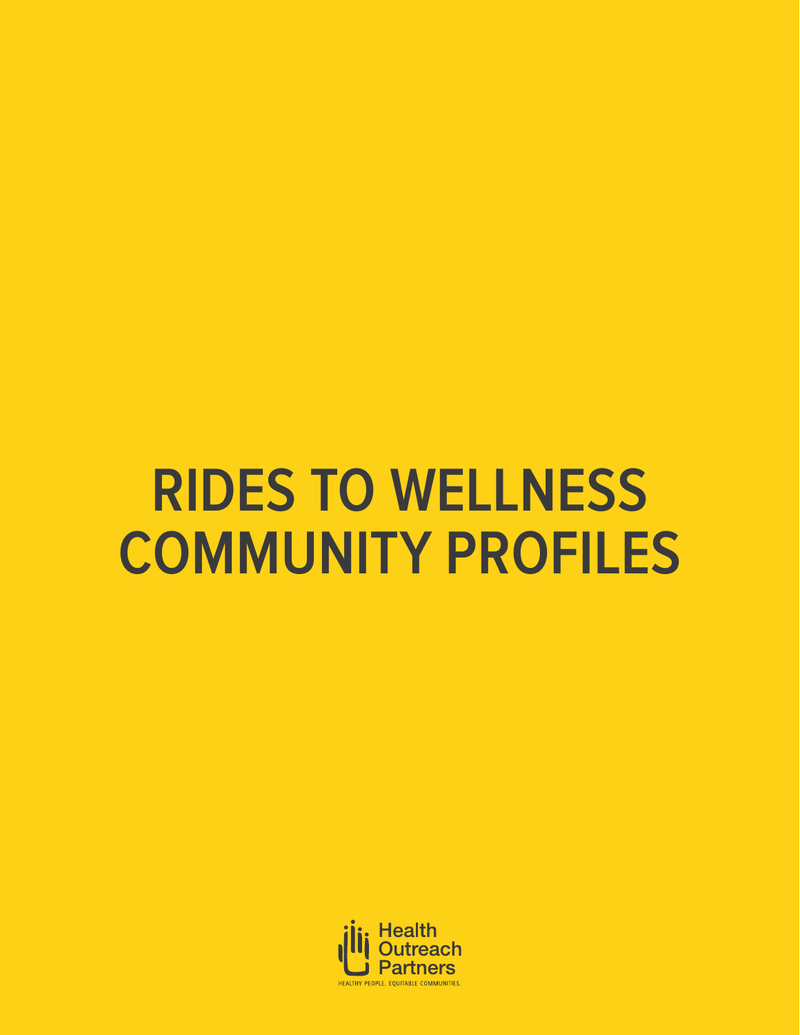# RIDES TO WELLNESS COMMUNITY PROFILES

Health Outreach Partners

HEALTHY PEOPLE. EQUITABLE COMMUNITIES.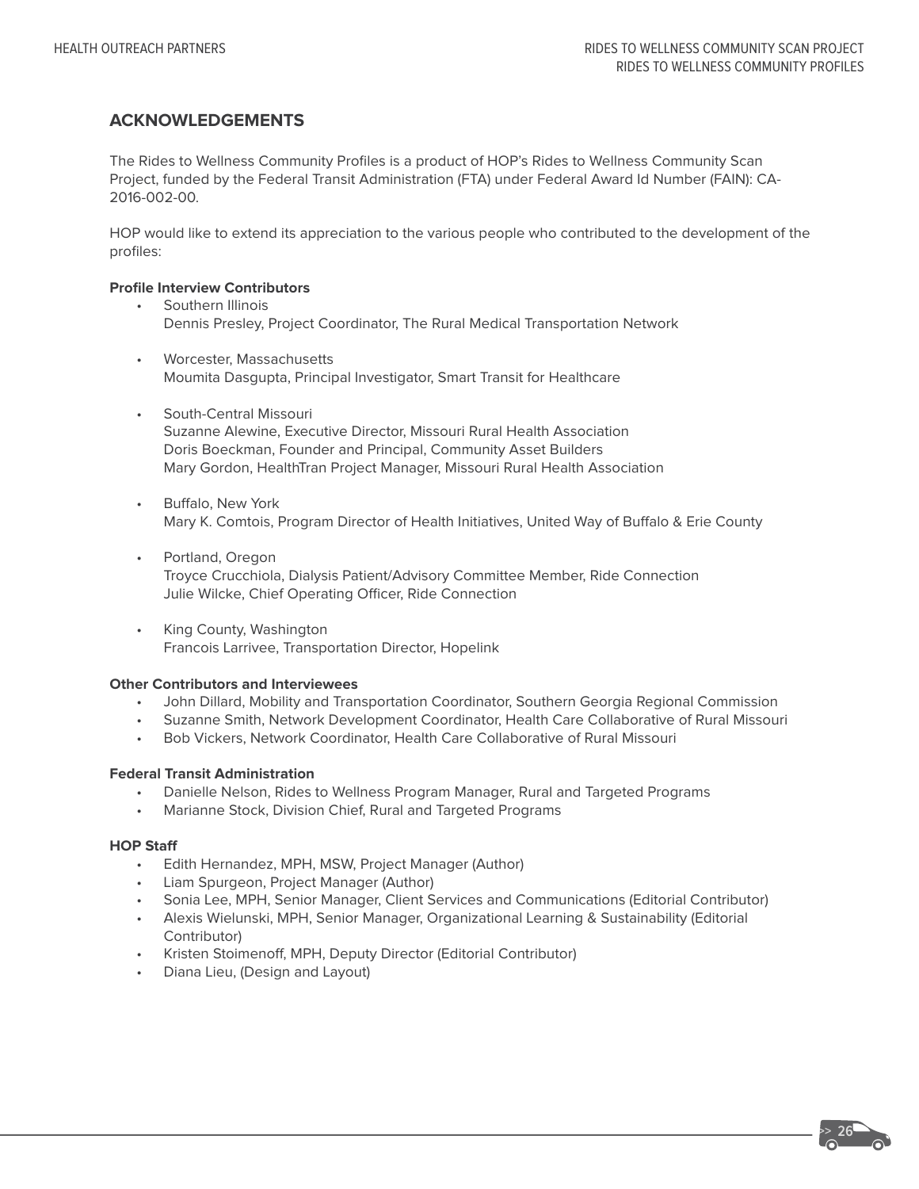## ACKNOWLEDGEMENTS

The Rides to Wellness Community Profiles is a product of HOP's Rides to Wellness Community Scan Project, funded by the Federal Transit Administration (FTA) under Federal Award Id Number (FAIN): CA-2016-002-00.

HOP would like to extend its appreciation to the various people who contributed to the development of the profiles:

**Profile Interview Contributors**

- Southern Illinois
  Dennis Presley, Project Coordinator, The Rural Medical Transportation Network

- Worcester, Massachusetts
  Moumita Dasgupta, Principal Investigator, Smart Transit for Healthcare

- South-Central Missouri
  Suzanne Alewine, Executive Director, Missouri Rural Health Association
  Doris Boeckman, Founder and Principal, Community Asset Builders
  Mary Gordon, HealthTran Project Manager, Missouri Rural Health Association

- Buffalo, New York
  Mary K. Comtois, Program Director of Health Initiatives, United Way of Buffalo & Erie County

- Portland, Oregon
  Troyce Crucchiola, Dialysis Patient/Advisory Committee Member, Ride Connection
  Julie Wilcke, Chief Operating Officer, Ride Connection

- King County, Washington
  Francois Larrivee, Transportation Director, Hopelink

**Other Contributors and Interviewees**

- John Dillard, Mobility and Transportation Coordinator, Southern Georgia Regional Commission
- Suzanne Smith, Network Development Coordinator, Health Care Collaborative of Rural Missouri
- Bob Vickers, Network Coordinator, Health Care Collaborative of Rural Missouri

**Federal Transit Administration**

- Danielle Nelson, Rides to Wellness Program Manager, Rural and Targeted Programs
- Marianne Stock, Division Chief, Rural and Targeted Programs

**HOP Staff**

- Edith Hernandez, MPH, MSW, Project Manager (Author)
- Liam Spurgeon, Project Manager (Author)
- Sonia Lee, MPH, Senior Manager, Client Services and Communications (Editorial Contributor)
- Alexis Wielunski, MPH, Senior Manager, Organizational Learning & Sustainability (Editorial Contributor)
- Kristen Stoimenoff, MPH, Deputy Director (Editorial Contributor)
- Diana Lieu, (Design and Layout)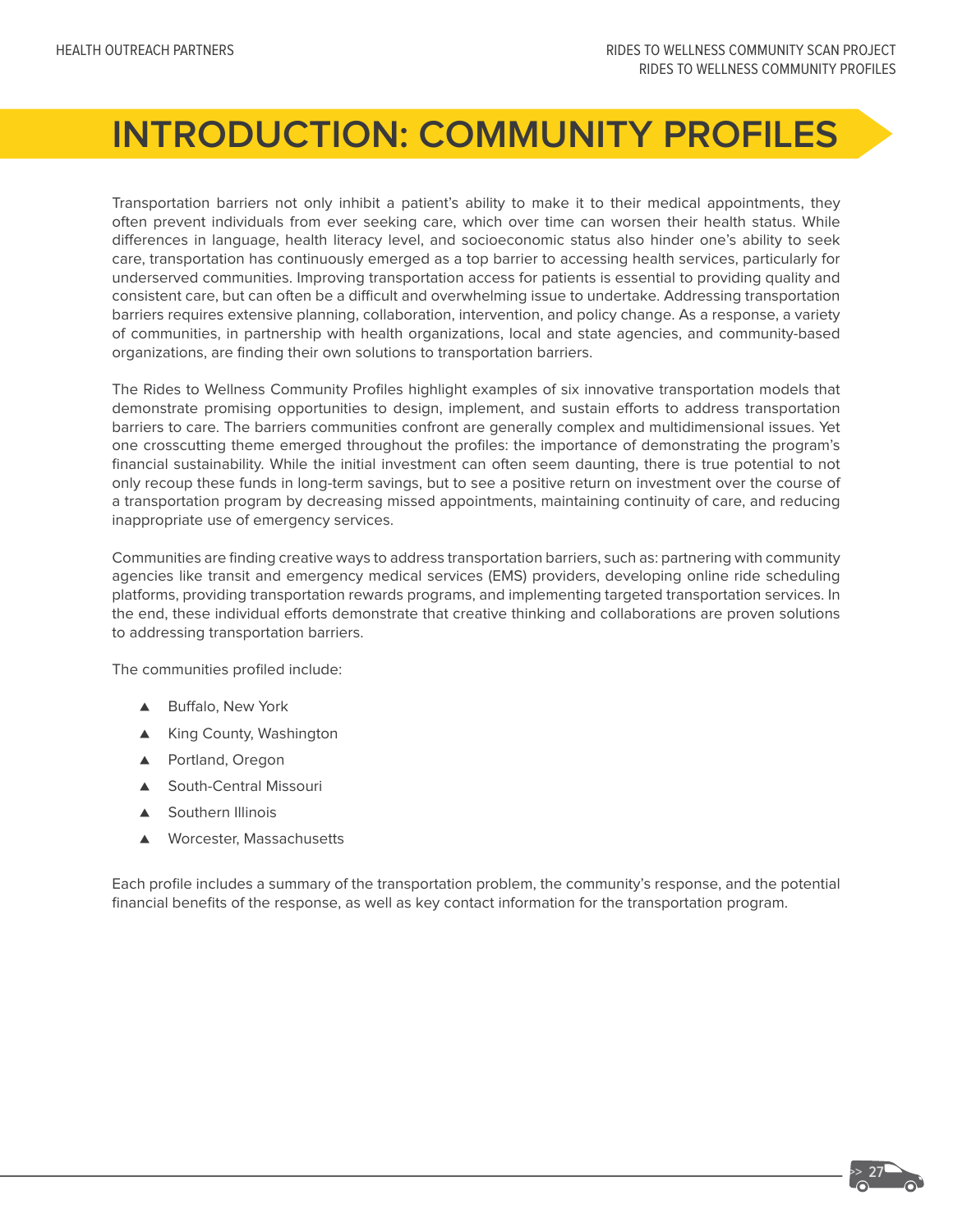# INTRODUCTION: COMMUNITY PROFILES

Transportation barriers not only inhibit a patient's ability to make it to their medical appointments, they often prevent individuals from ever seeking care, which over time can worsen their health status. While differences in language, health literacy level, and socioeconomic status also hinder one's ability to seek care, transportation has continuously emerged as a top barrier to accessing health services, particularly for underserved communities. Improving transportation access for patients is essential to providing quality and consistent care, but can often be a difficult and overwhelming issue to undertake. Addressing transportation barriers requires extensive planning, collaboration, intervention, and policy change. As a response, a variety of communities, in partnership with health organizations, local and state agencies, and community-based organizations, are finding their own solutions to transportation barriers.

The Rides to Wellness Community Profiles highlight examples of six innovative transportation models that demonstrate promising opportunities to design, implement, and sustain efforts to address transportation barriers to care. The barriers communities confront are generally complex and multidimensional issues. Yet one crosscutting theme emerged throughout the profiles: the importance of demonstrating the program's financial sustainability. While the initial investment can often seem daunting, there is true potential to not only recoup these funds in long-term savings, but to see a positive return on investment over the course of a transportation program by decreasing missed appointments, maintaining continuity of care, and reducing inappropriate use of emergency services.

Communities are finding creative ways to address transportation barriers, such as: partnering with community agencies like transit and emergency medical services (EMS) providers, developing online ride scheduling platforms, providing transportation rewards programs, and implementing targeted transportation services. In the end, these individual efforts demonstrate that creative thinking and collaborations are proven solutions to addressing transportation barriers.

The communities profiled include:

- Buffalo, New York
- King County, Washington
- Portland, Oregon
- South-Central Missouri
- Southern Illinois
- Worcester, Massachusetts

Each profile includes a summary of the transportation problem, the community's response, and the potential financial benefits of the response, as well as key contact information for the transportation program.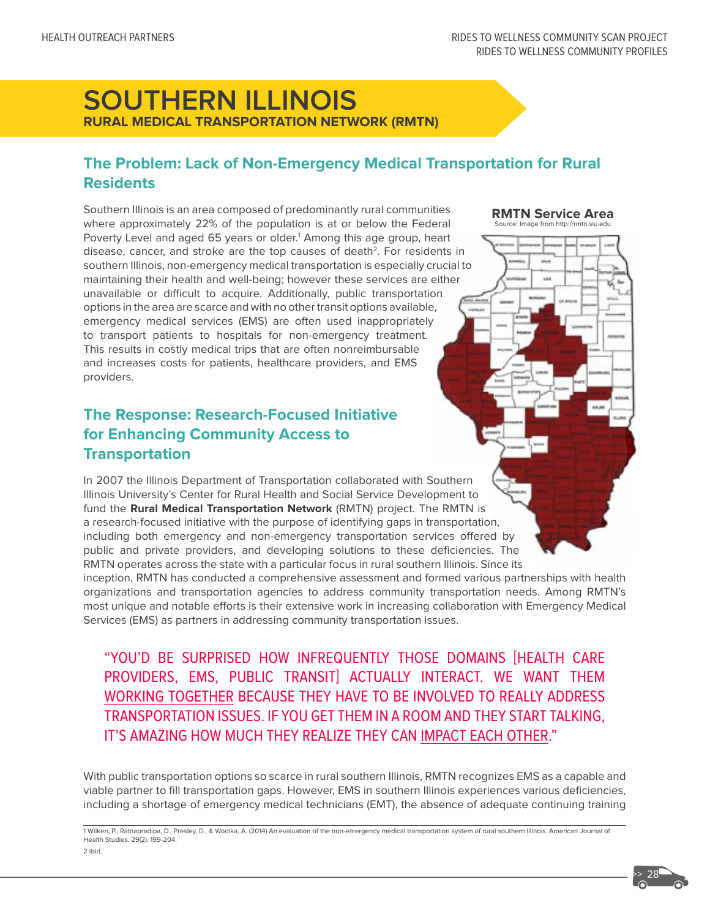# SOUTHERN ILLINOIS

**RURAL MEDICAL TRANSPORTATION NETWORK (RMTN)**

## The Problem: Lack of Non-Emergency Medical Transportation for Rural Residents

Southern Illinois is an area composed of predominantly rural communities where approximately 22% of the population is at or below the Federal Poverty Level and aged 65 years or older.[1] Among this age group, heart disease, cancer, and stroke are the top causes of death[2]. For residents in southern Illinois, non-emergency medical transportation is especially crucial to maintaining their health and well-being; however these services are either unavailable or difficult to acquire. Additionally, public transportation options in the area are scarce and with no other transit options available, emergency medical services (EMS) are often used inappropriately to transport patients to hospitals for non-emergency treatment. This results in costly medical trips that are often nonreimbursable and increases costs for patients, healthcare providers, and EMS providers.

**RMTN Service Area**
Source: Image from http://rmtn.siu.edu

## The Response: Research-Focused Initiative for Enhancing Community Access to Transportation

In 2007 the Illinois Department of Transportation collaborated with Southern Illinois University's Center for Rural Health and Social Service Development to fund the **Rural Medical Transportation Network** (RMTN) project. The RMTN is a research-focused initiative with the purpose of identifying gaps in transportation, including both emergency and non-emergency transportation services offered by public and private providers, and developing solutions to these deficiencies. The RMTN operates across the state with a particular focus in rural southern Illinois. Since its inception, RMTN has conducted a comprehensive assessment and formed various partnerships with health organizations and transportation agencies to address community transportation needs. Among RMTN's most unique and notable efforts is their extensive work in increasing collaboration with Emergency Medical Services (EMS) as partners in addressing community transportation issues.

> "YOU'D BE SURPRISED HOW INFREQUENTLY THOSE DOMAINS [HEALTH CARE PROVIDERS, EMS, PUBLIC TRANSIT] ACTUALLY INTERACT. WE WANT THEM WORKING TOGETHER BECAUSE THEY HAVE TO BE INVOLVED TO REALLY ADDRESS TRANSPORTATION ISSUES. IF YOU GET THEM IN A ROOM AND THEY START TALKING, IT'S AMAZING HOW MUCH THEY REALIZE THEY CAN IMPACT EACH OTHER."

With public transportation options so scarce in rural southern Illinois, RMTN recognizes EMS as a capable and viable partner to fill transportation gaps. However, EMS in southern Illinois experiences various deficiencies, including a shortage of emergency medical technicians (EMT), the absence of adequate continuing training

1 Wilken, P., Ratnapradipa, D., Presley, D., & Wodika, A. (2014) An evaluation of the non-emergency medical transportation system of rural southern Illinois. American Journal of Health Studies. 29(2), 199-204.

2 ibid.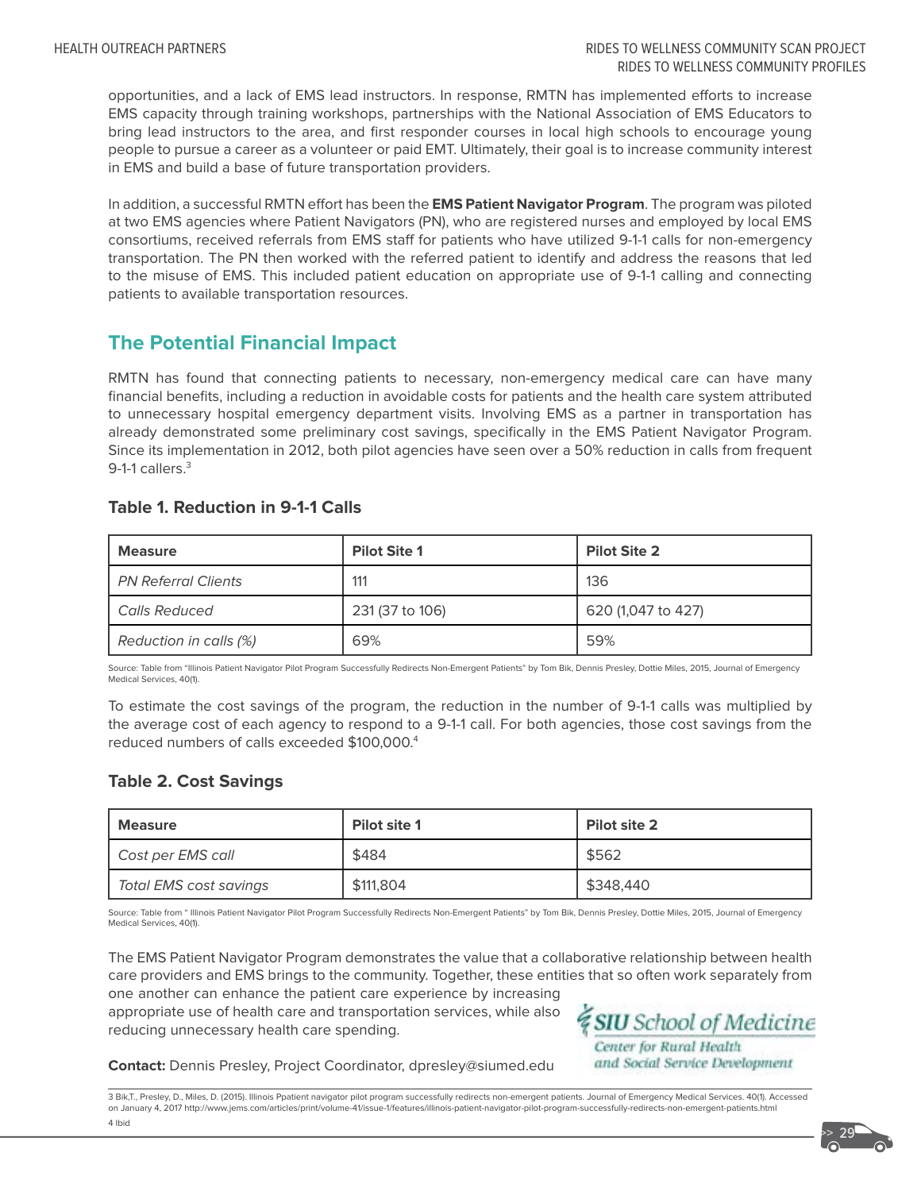opportunities, and a lack of EMS lead instructors. In response, RMTN has implemented efforts to increase EMS capacity through training workshops, partnerships with the National Association of EMS Educators to bring lead instructors to the area, and first responder courses in local high schools to encourage young people to pursue a career as a volunteer or paid EMT. Ultimately, their goal is to increase community interest in EMS and build a base of future transportation providers.

In addition, a successful RMTN effort has been the **EMS Patient Navigator Program**. The program was piloted at two EMS agencies where Patient Navigators (PN), who are registered nurses and employed by local EMS consortiums, received referrals from EMS staff for patients who have utilized 9-1-1 calls for non-emergency transportation. The PN then worked with the referred patient to identify and address the reasons that led to the misuse of EMS. This included patient education on appropriate use of 9-1-1 calling and connecting patients to available transportation resources.

## The Potential Financial Impact

RMTN has found that connecting patients to necessary, non-emergency medical care can have many financial benefits, including a reduction in avoidable costs for patients and the health care system attributed to unnecessary hospital emergency department visits. Involving EMS as a partner in transportation has already demonstrated some preliminary cost savings, specifically in the EMS Patient Navigator Program. Since its implementation in 2012, both pilot agencies have seen over a 50% reduction in calls from frequent 9-1-1 callers.[3]

### Table 1. Reduction in 9-1-1 Calls

| Measure | Pilot Site 1 | Pilot Site 2 |
|---|---|---|
| *PN Referral Clients* | 111 | 136 |
| *Calls Reduced* | 231 (37 to 106) | 620 (1,047 to 427) |
| *Reduction in calls (%)* | 69% | 59% |

Source: Table from "Illinois Patient Navigator Pilot Program Successfully Redirects Non-Emergent Patients" by Tom Bik, Dennis Presley, Dottie Miles, 2015, Journal of Emergency Medical Services, 40(1).

To estimate the cost savings of the program, the reduction in the number of 9-1-1 calls was multiplied by the average cost of each agency to respond to a 9-1-1 call. For both agencies, those cost savings from the reduced numbers of calls exceeded $100,000.[4]

### Table 2. Cost Savings

| Measure | Pilot site 1 | Pilot site 2 |
|---|---|---|
| *Cost per EMS call* | $484 | $562 |
| *Total EMS cost savings* | $111,804 | $348,440 |

Source: Table from " Illinois Patient Navigator Pilot Program Successfully Redirects Non-Emergent Patients" by Tom Bik, Dennis Presley, Dottie Miles, 2015, Journal of Emergency Medical Services, 40(1).

The EMS Patient Navigator Program demonstrates the value that a collaborative relationship between health care providers and EMS brings to the community. Together, these entities that so often work separately from one another can enhance the patient care experience by increasing appropriate use of health care and transportation services, while also reducing unnecessary health care spending.

SIU School of Medicine
Center for Rural Health and Social Service Development

**Contact:** Dennis Presley, Project Coordinator, dpresley@siumed.edu

3 Bik,T., Presley, D., Miles, D. (2015). Illinois Ppatient navigator pilot program successfully redirects non-emergent patients. Journal of Emergency Medical Services. 40(1). Accessed on January 4, 2017 http://www.jems.com/articles/print/volume-41/issue-1/features/illinois-patient-navigator-pilot-program-successfully-redirects-non-emergent-patients.html

4 Ibid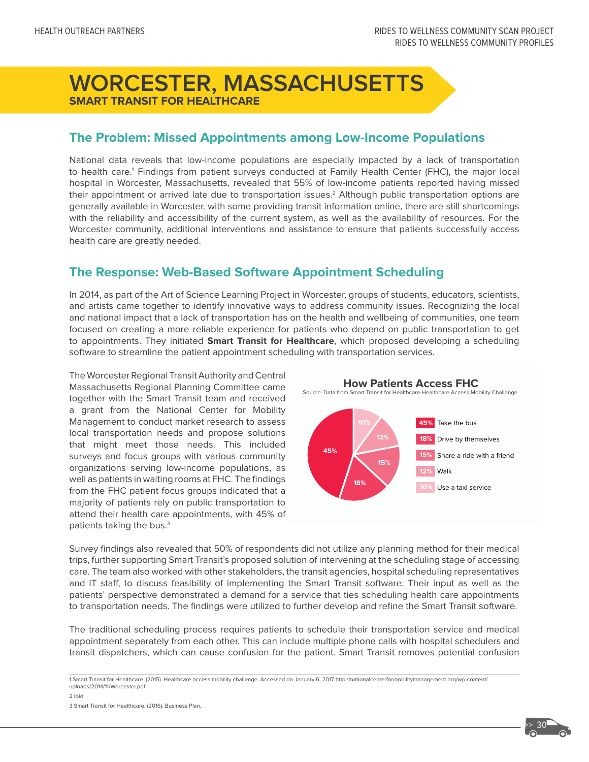# WORCESTER, MASSACHUSETTS

**SMART TRANSIT FOR HEALTHCARE**

## The Problem: Missed Appointments among Low-Income Populations

National data reveals that low-income populations are especially impacted by a lack of transportation to health care.[1] Findings from patient surveys conducted at Family Health Center (FHC), the major local hospital in Worcester, Massachusetts, revealed that 55% of low-income patients reported having missed their appointment or arrived late due to transportation issues.[2] Although public transportation options are generally available in Worcester, with some providing transit information online, there are still shortcomings with the reliability and accessibility of the current system, as well as the availability of resources. For the Worcester community, additional interventions and assistance to ensure that patients successfully access health care are greatly needed.

## The Response: Web-Based Software Appointment Scheduling

In 2014, as part of the Art of Science Learning Project in Worcester, groups of students, educators, scientists, and artists came together to identify innovative ways to address community issues. Recognizing the local and national impact that a lack of transportation has on the health and wellbeing of communities, one team focused on creating a more reliable experience for patients who depend on public transportation to get to appointments. They initiated **Smart Transit for Healthcare**, which proposed developing a scheduling software to streamline the patient appointment scheduling with transportation services.

The Worcester Regional Transit Authority and Central Massachusetts Regional Planning Committee came together with the Smart Transit team and received a grant from the National Center for Mobility Management to conduct market research to assess local transportation needs and propose solutions that might meet those needs. This included surveys and focus groups with various community organizations serving low-income populations, as well as patients in waiting rooms at FHC. The findings from the FHC patient focus groups indicated that a majority of patients rely on public transportation to attend their health care appointments, with 45% of patients taking the bus.[3]

**How Patients Access FHC**

Source: Data from Smart Transit for Healthcare-Healthcare Access Mobility Challenge.

| Percent | Mode |
|---|---|
| 45% | Take the bus |
| 18% | Drive by themselves |
| 15% | Share a ride with a friend |
| 12% | Walk |
| 10% | Use a taxi service |

Survey findings also revealed that 50% of respondents did not utilize any planning method for their medical trips, further supporting Smart Transit's proposed solution of intervening at the scheduling stage of accessing care. The team also worked with other stakeholders, the transit agencies, hospital scheduling representatives and IT staff, to discuss feasibility of implementing the Smart Transit software. Their input as well as the patients' perspective demonstrated a demand for a service that ties scheduling health care appointments to transportation needs. The findings were utilized to further develop and refine the Smart Transit software.

The traditional scheduling process requires patients to schedule their transportation service and medical appointment separately from each other. This can include multiple phone calls with hospital schedulers and transit dispatchers, which can cause confusion for the patient. Smart Transit removes potential confusion

---

1 Smart Transit for Healthcare. (2015). Healthcare access mobility challenge. Accessed on January 6, 2017 http://nationalcenterformobilitymanagement.org/wp-content/uploads/2014/11/Worcester.pdf

2 Ibid

3 Smart Transit for Healthcare. (2016). Business Plan.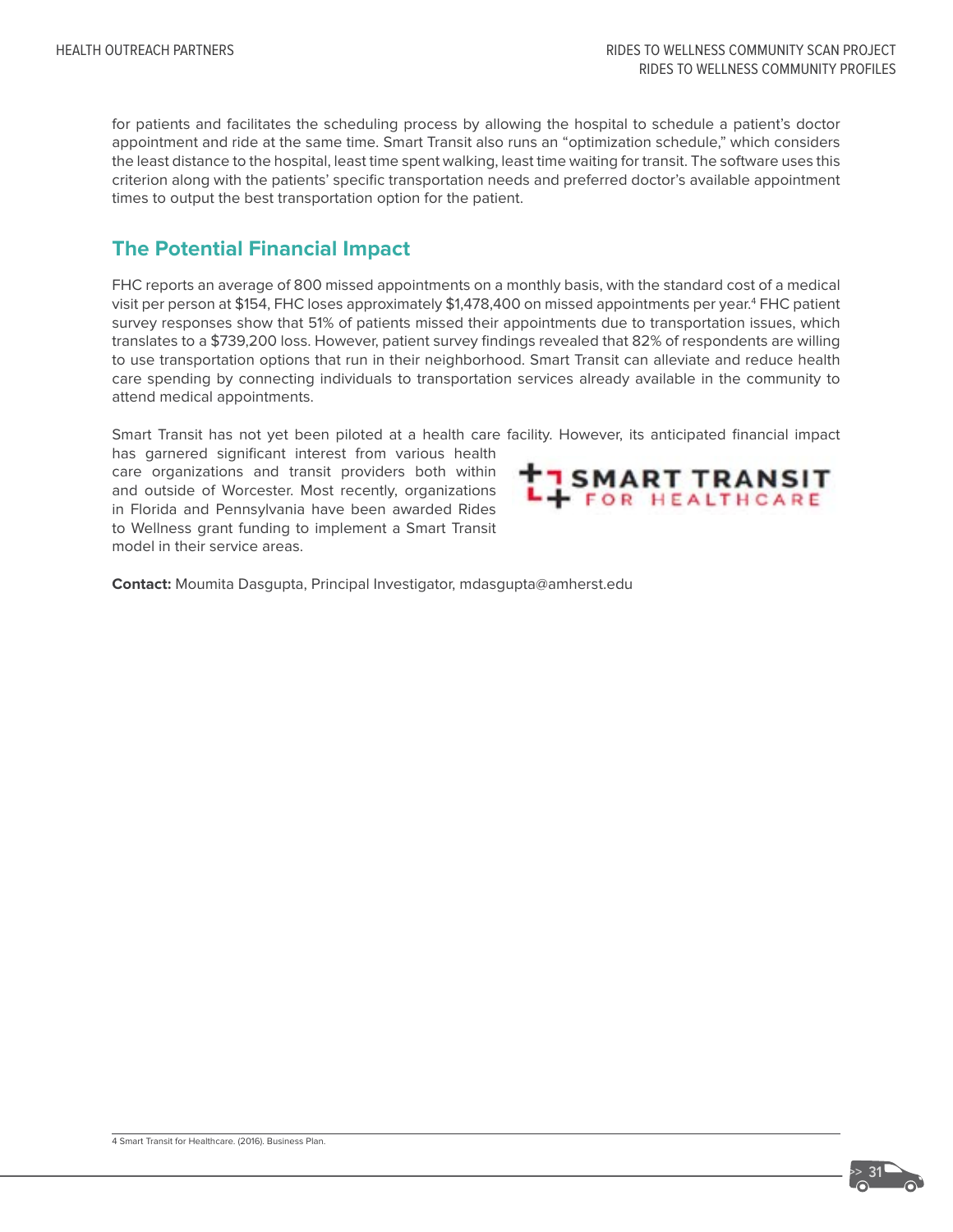for patients and facilitates the scheduling process by allowing the hospital to schedule a patient's doctor appointment and ride at the same time. Smart Transit also runs an "optimization schedule," which considers the least distance to the hospital, least time spent walking, least time waiting for transit. The software uses this criterion along with the patients' specific transportation needs and preferred doctor's available appointment times to output the best transportation option for the patient.

## The Potential Financial Impact

FHC reports an average of 800 missed appointments on a monthly basis, with the standard cost of a medical visit per person at $154, FHC loses approximately $1,478,400 on missed appointments per year.[4] FHC patient survey responses show that 51% of patients missed their appointments due to transportation issues, which translates to a $739,200 loss. However, patient survey findings revealed that 82% of respondents are willing to use transportation options that run in their neighborhood. Smart Transit can alleviate and reduce health care spending by connecting individuals to transportation services already available in the community to attend medical appointments.

Smart Transit has not yet been piloted at a health care facility. However, its anticipated financial impact has garnered significant interest from various health care organizations and transit providers both within and outside of Worcester. Most recently, organizations in Florida and Pennsylvania have been awarded Rides to Wellness grant funding to implement a Smart Transit model in their service areas.

SMART TRANSIT FOR HEALTHCARE

**Contact:** Moumita Dasgupta, Principal Investigator, mdasgupta@amherst.edu

4 Smart Transit for Healthcare. (2016). Business Plan.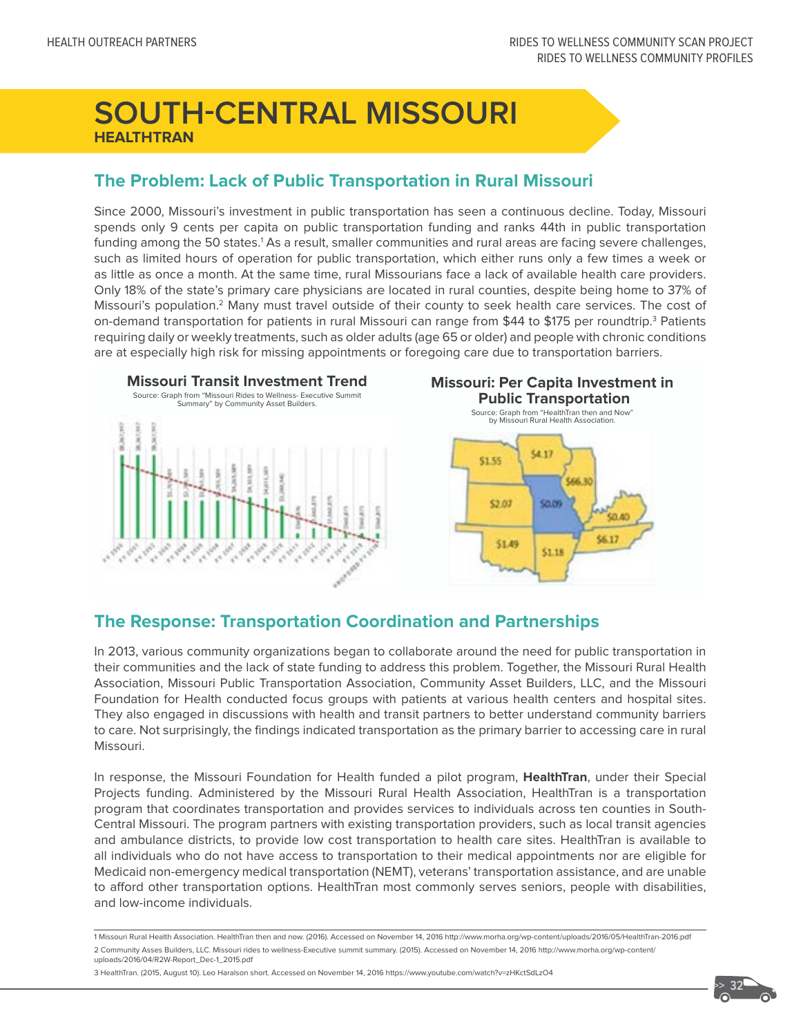# SOUTH-CENTRAL MISSOURI

**HEALTHTRAN**

## The Problem: Lack of Public Transportation in Rural Missouri

Since 2000, Missouri's investment in public transportation has seen a continuous decline. Today, Missouri spends only 9 cents per capita on public transportation funding and ranks 44th in public transportation funding among the 50 states.[1] As a result, smaller communities and rural areas are facing severe challenges, such as limited hours of operation for public transportation, which either runs only a few times a week or as little as once a month. At the same time, rural Missourians face a lack of available health care providers. Only 18% of the state's primary care physicians are located in rural counties, despite being home to 37% of Missouri's population.[2] Many must travel outside of their county to seek health care services. The cost of on-demand transportation for patients in rural Missouri can range from $44 to $175 per roundtrip.[3] Patients requiring daily or weekly treatments, such as older adults (age 65 or older) and people with chronic conditions are at especially high risk for missing appointments or foregoing care due to transportation barriers.

**Missouri Transit Investment Trend**

Source: Graph from "Missouri Rides to Wellness- Executive Summit Summary" by Community Asset Builders.

**Missouri: Per Capita Investment in Public Transportation**

Source: Graph from "HealthTran then and Now" by Missouri Rural Health Association.

## The Response: Transportation Coordination and Partnerships

In 2013, various community organizations began to collaborate around the need for public transportation in their communities and the lack of state funding to address this problem. Together, the Missouri Rural Health Association, Missouri Public Transportation Association, Community Asset Builders, LLC, and the Missouri Foundation for Health conducted focus groups with patients at various health centers and hospital sites. They also engaged in discussions with health and transit partners to better understand community barriers to care. Not surprisingly, the findings indicated transportation as the primary barrier to accessing care in rural Missouri.

In response, the Missouri Foundation for Health funded a pilot program, **HealthTran**, under their Special Projects funding. Administered by the Missouri Rural Health Association, HealthTran is a transportation program that coordinates transportation and provides services to individuals across ten counties in South-Central Missouri. The program partners with existing transportation providers, such as local transit agencies and ambulance districts, to provide low cost transportation to health care sites. HealthTran is available to all individuals who do not have access to transportation to their medical appointments nor are eligible for Medicaid non-emergency medical transportation (NEMT), veterans' transportation assistance, and are unable to afford other transportation options. HealthTran most commonly serves seniors, people with disabilities, and low-income individuals.

---

1 Missouri Rural Health Association. HealthTran then and now. (2016). Accessed on November 14, 2016 http://www.morha.org/wp-content/uploads/2016/05/HealthTran-2016.pdf

2 Community Asses Builders, LLC. Missouri rides to wellness-Executive summit summary. (2015). Accessed on November 14, 2016 http://www.morha.org/wp-content/uploads/2016/04/R2W-Report_Dec-1_2015.pdf

3 HealthTran. (2015, August 10). Leo Haralson short. Accessed on November 14, 2016 https://www.youtube.com/watch?v=zHKctSdLzO4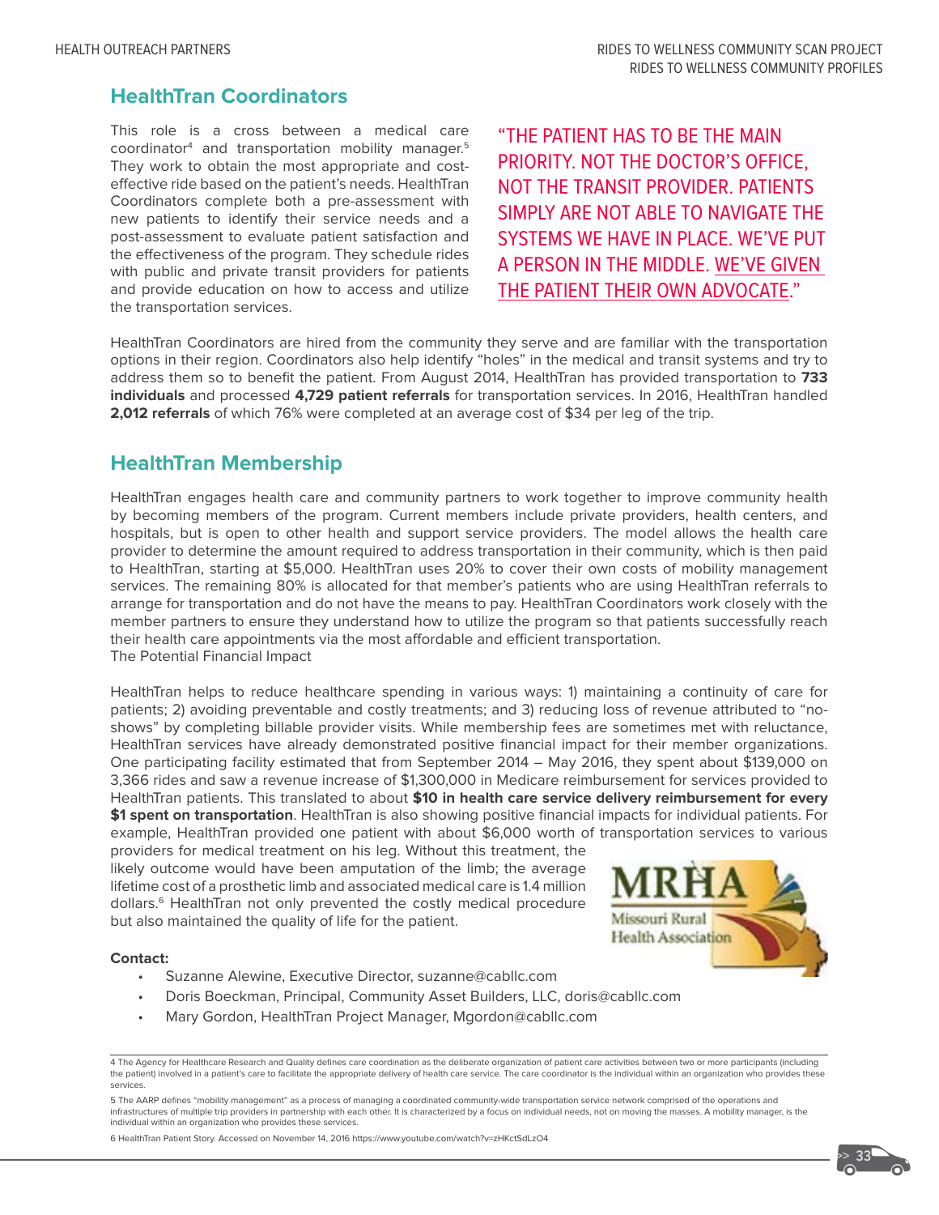## HealthTran Coordinators

This role is a cross between a medical care coordinator[4] and transportation mobility manager.[5] They work to obtain the most appropriate and cost-effective ride based on the patient's needs. HealthTran Coordinators complete both a pre-assessment with new patients to identify their service needs and a post-assessment to evaluate patient satisfaction and the effectiveness of the program. They schedule rides with public and private transit providers for patients and provide education on how to access and utilize the transportation services.

"THE PATIENT HAS TO BE THE MAIN PRIORITY. NOT THE DOCTOR'S OFFICE, NOT THE TRANSIT PROVIDER. PATIENTS SIMPLY ARE NOT ABLE TO NAVIGATE THE SYSTEMS WE HAVE IN PLACE. WE'VE PUT A PERSON IN THE MIDDLE. WE'VE GIVEN THE PATIENT THEIR OWN ADVOCATE."

HealthTran Coordinators are hired from the community they serve and are familiar with the transportation options in their region. Coordinators also help identify "holes" in the medical and transit systems and try to address them so to benefit the patient. From August 2014, HealthTran has provided transportation to **733 individuals** and processed **4,729 patient referrals** for transportation services. In 2016, HealthTran handled **2,012 referrals** of which 76% were completed at an average cost of $34 per leg of the trip.

## HealthTran Membership

HealthTran engages health care and community partners to work together to improve community health by becoming members of the program. Current members include private providers, health centers, and hospitals, but is open to other health and support service providers. The model allows the health care provider to determine the amount required to address transportation in their community, which is then paid to HealthTran, starting at $5,000. HealthTran uses 20% to cover their own costs of mobility management services. The remaining 80% is allocated for that member's patients who are using HealthTran referrals to arrange for transportation and do not have the means to pay. HealthTran Coordinators work closely with the member partners to ensure they understand how to utilize the program so that patients successfully reach their health care appointments via the most affordable and efficient transportation.

The Potential Financial Impact

HealthTran helps to reduce healthcare spending in various ways: 1) maintaining a continuity of care for patients; 2) avoiding preventable and costly treatments; and 3) reducing loss of revenue attributed to "no-shows" by completing billable provider visits. While membership fees are sometimes met with reluctance, HealthTran services have already demonstrated positive financial impact for their member organizations. One participating facility estimated that from September 2014 – May 2016, they spent about $139,000 on 3,366 rides and saw a revenue increase of $1,300,000 in Medicare reimbursement for services provided to HealthTran patients. This translated to about **$10 in health care service delivery reimbursement for every $1 spent on transportation**. HealthTran is also showing positive financial impacts for individual patients. For example, HealthTran provided one patient with about $6,000 worth of transportation services to various providers for medical treatment on his leg. Without this treatment, the likely outcome would have been amputation of the limb; the average lifetime cost of a prosthetic limb and associated medical care is 1.4 million dollars.[6] HealthTran not only prevented the costly medical procedure but also maintained the quality of life for the patient.

MRHA Missouri Rural Health Association

**Contact:**

- Suzanne Alewine, Executive Director, suzanne@cabllc.com
- Doris Boeckman, Principal, Community Asset Builders, LLC, doris@cabllc.com
- Mary Gordon, HealthTran Project Manager, Mgordon@cabllc.com

---

4 The Agency for Healthcare Research and Quality defines care coordination as the deliberate organization of patient care activities between two or more participants (including the patient) involved in a patient's care to facilitate the appropriate delivery of health care service. The care coordinator is the individual within an organization who provides these services.

5 The AARP defines "mobility management" as a process of managing a coordinated community-wide transportation service network comprised of the operations and infrastructures of multiple trip providers in partnership with each other. It is characterized by a focus on individual needs, not on moving the masses. A mobility manager, is the individual within an organization who provides these services.

6 HealthTran Patient Story. Accessed on November 14, 2016 https://www.youtube.com/watch?v=zHKctSdLzO4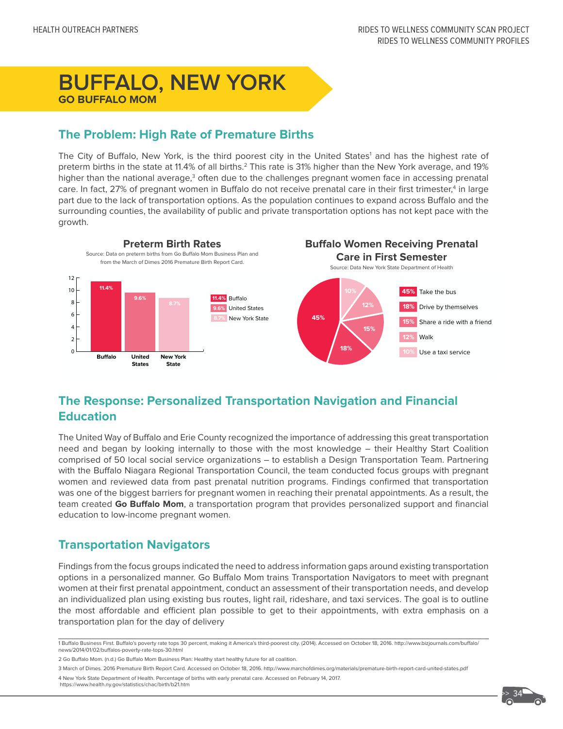# BUFFALO, NEW YORK

**GO BUFFALO MOM**

## The Problem: High Rate of Premature Births

The City of Buffalo, New York, is the third poorest city in the United States[1] and has the highest rate of preterm births in the state at 11.4% of all births.[2] This rate is 31% higher than the New York average, and 19% higher than the national average,[3] often due to the challenges pregnant women face in accessing prenatal care. In fact, 27% of pregnant women in Buffalo do not receive prenatal care in their first trimester,[4] in large part due to the lack of transportation options. As the population continues to expand across Buffalo and the surrounding counties, the availability of public and private transportation options has not kept pace with the growth.

**Preterm Birth Rates**

Source: Data on preterm births from Go Buffalo Mom Business Plan and from the March of Dimes 2016 Premature Birth Report Card.

| Location | Preterm Birth Rate |
|---|---|
| Buffalo | 11.4% |
| United States | 9.6% |
| New York State | 8.7% |

**Buffalo Women Receiving Prenatal Care in First Semester**

Source: Data New York State Department of Health

| Mode | Percentage |
|---|---|
| Take the bus | 45% |
| Drive by themselves | 18% |
| Share a ride with a friend | 15% |
| Walk | 12% |
| Use a taxi service | 10% |

## The Response: Personalized Transportation Navigation and Financial Education

The United Way of Buffalo and Erie County recognized the importance of addressing this great transportation need and began by looking internally to those with the most knowledge – their Healthy Start Coalition comprised of 50 local social service organizations – to establish a Design Transportation Team. Partnering with the Buffalo Niagara Regional Transportation Council, the team conducted focus groups with pregnant women and reviewed data from past prenatal nutrition programs. Findings confirmed that transportation was one of the biggest barriers for pregnant women in reaching their prenatal appointments. As a result, the team created **Go Buffalo Mom**, a transportation program that provides personalized support and financial education to low-income pregnant women.

## Transportation Navigators

Findings from the focus groups indicated the need to address information gaps around existing transportation options in a personalized manner. Go Buffalo Mom trains Transportation Navigators to meet with pregnant women at their first prenatal appointment, conduct an assessment of their transportation needs, and develop an individualized plan using existing bus routes, light rail, rideshare, and taxi services. The goal is to outline the most affordable and efficient plan possible to get to their appointments, with extra emphasis on a transportation plan for the day of delivery

---

1 Buffalo Business First. Buffalo's poverty rate tops 30 percent, making it America's third-poorest city. (2014). Accessed on October 18, 2016. http://www.bizjournals.com/buffalo/news/2014/01/02/buffalos-poverty-rate-tops-30.html

2 Go Buffalo Mom. (n.d.) Go Buffalo Mom Business Plan: Healthy start healthy future for all coalition.

3 March of Dimes. 2016 Premature Birth Report Card. Accessed on October 18, 2016. http://www.marchofdimes.org/materials/premature-birth-report-card-united-states.pdf

4 New York State Department of Health. Percentage of births with early prenatal care. Accessed on February 14, 2017. https://www.health.ny.gov/statistics/chac/birth/b21.htm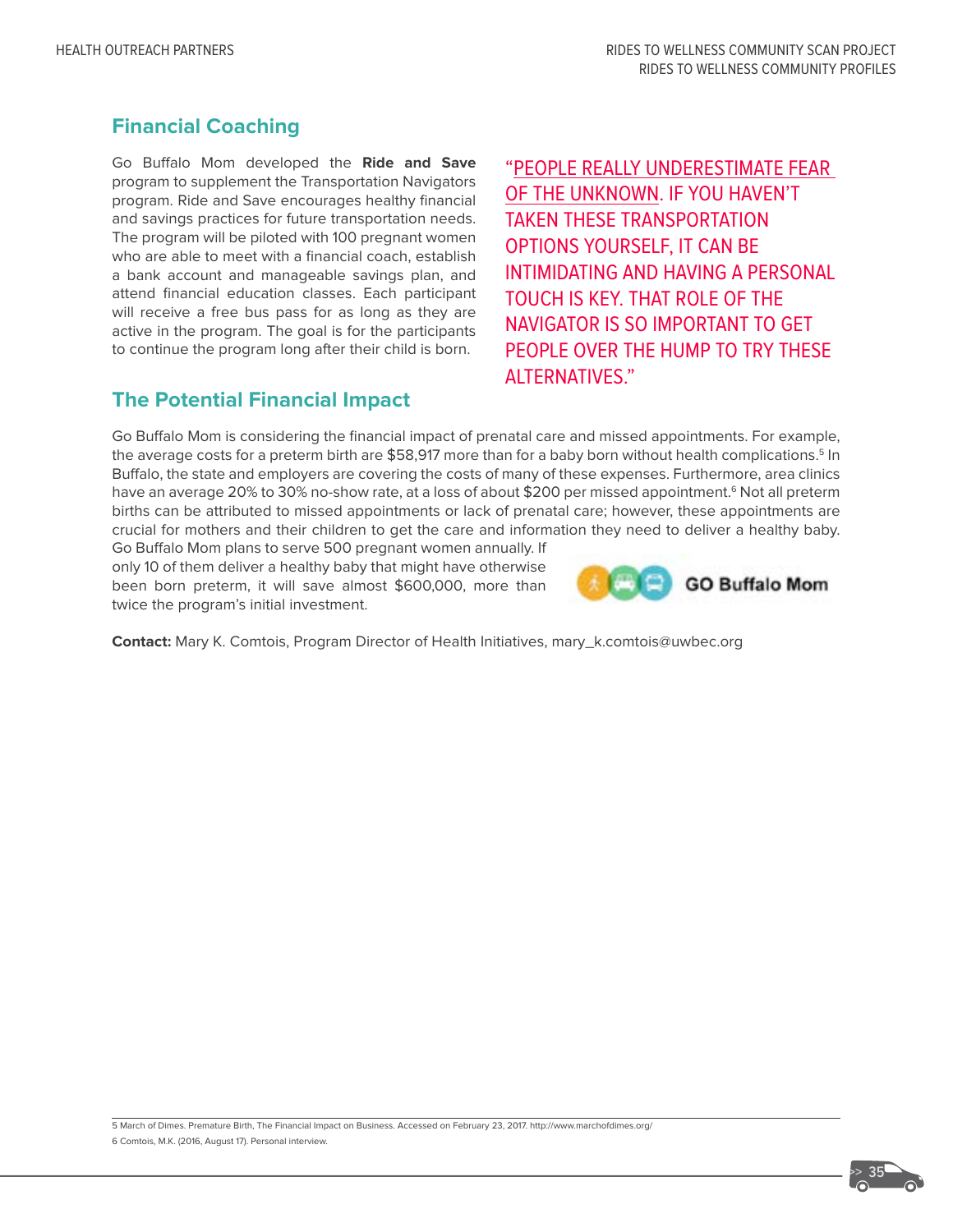## Financial Coaching

Go Buffalo Mom developed the **Ride and Save** program to supplement the Transportation Navigators program. Ride and Save encourages healthy financial and savings practices for future transportation needs. The program will be piloted with 100 pregnant women who are able to meet with a financial coach, establish a bank account and manageable savings plan, and attend financial education classes. Each participant will receive a free bus pass for as long as they are active in the program. The goal is for the participants to continue the program long after their child is born.

"PEOPLE REALLY UNDERESTIMATE FEAR OF THE UNKNOWN. IF YOU HAVEN'T TAKEN THESE TRANSPORTATION OPTIONS YOURSELF, IT CAN BE INTIMIDATING AND HAVING A PERSONAL TOUCH IS KEY. THAT ROLE OF THE NAVIGATOR IS SO IMPORTANT TO GET PEOPLE OVER THE HUMP TO TRY THESE ALTERNATIVES."

## The Potential Financial Impact

Go Buffalo Mom is considering the financial impact of prenatal care and missed appointments. For example, the average costs for a preterm birth are $58,917 more than for a baby born without health complications.[5] In Buffalo, the state and employers are covering the costs of many of these expenses. Furthermore, area clinics have an average 20% to 30% no-show rate, at a loss of about $200 per missed appointment.[6] Not all preterm births can be attributed to missed appointments or lack of prenatal care; however, these appointments are crucial for mothers and their children to get the care and information they need to deliver a healthy baby. Go Buffalo Mom plans to serve 500 pregnant women annually. If only 10 of them deliver a healthy baby that might have otherwise been born preterm, it will save almost $600,000, more than twice the program's initial investment.

GO Buffalo Mom

**Contact:** Mary K. Comtois, Program Director of Health Initiatives, mary_k.comtois@uwbec.org

5 March of Dimes. Premature Birth, The Financial Impact on Business. Accessed on February 23, 2017. http://www.marchofdimes.org/
6 Comtois, M.K. (2016, August 17). Personal interview.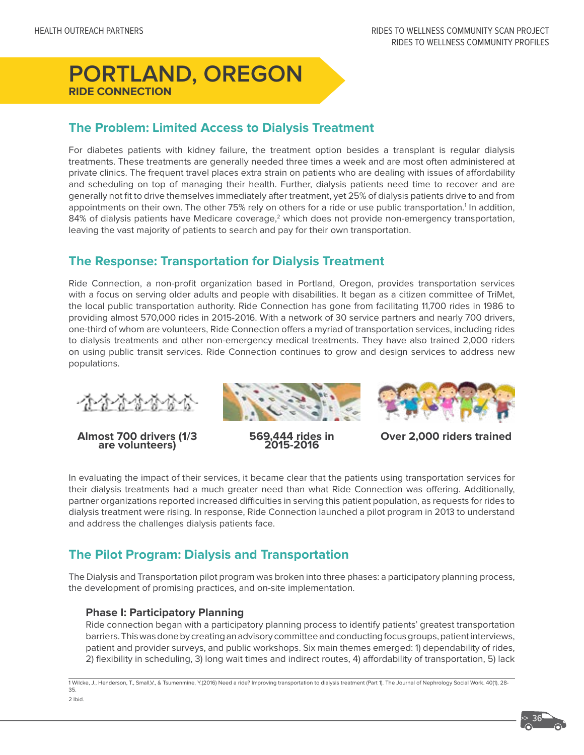# PORTLAND, OREGON

**RIDE CONNECTION**

## The Problem: Limited Access to Dialysis Treatment

For diabetes patients with kidney failure, the treatment option besides a transplant is regular dialysis treatments. These treatments are generally needed three times a week and are most often administered at private clinics. The frequent travel places extra strain on patients who are dealing with issues of affordability and scheduling on top of managing their health. Further, dialysis patients need time to recover and are generally not fit to drive themselves immediately after treatment, yet 25% of dialysis patients drive to and from appointments on their own. The other 75% rely on others for a ride or use public transportation.[1] In addition, 84% of dialysis patients have Medicare coverage,[2] which does not provide non-emergency transportation, leaving the vast majority of patients to search and pay for their own transportation.

## The Response: Transportation for Dialysis Treatment

Ride Connection, a non-profit organization based in Portland, Oregon, provides transportation services with a focus on serving older adults and people with disabilities. It began as a citizen committee of TriMet, the local public transportation authority. Ride Connection has gone from facilitating 11,700 rides in 1986 to providing almost 570,000 rides in 2015-2016. With a network of 30 service partners and nearly 700 drivers, one-third of whom are volunteers, Ride Connection offers a myriad of transportation services, including rides to dialysis treatments and other non-emergency medical treatments. They have also trained 2,000 riders on using public transit services. Ride Connection continues to grow and design services to address new populations.

**Almost 700 drivers (1/3 are volunteers)**

**569,444 rides in 2015-2016**

**Over 2,000 riders trained**

In evaluating the impact of their services, it became clear that the patients using transportation services for their dialysis treatments had a much greater need than what Ride Connection was offering. Additionally, partner organizations reported increased difficulties in serving this patient population, as requests for rides to dialysis treatment were rising. In response, Ride Connection launched a pilot program in 2013 to understand and address the challenges dialysis patients face.

## The Pilot Program: Dialysis and Transportation

The Dialysis and Transportation pilot program was broken into three phases: a participatory planning process, the development of promising practices, and on-site implementation.

### Phase I: Participatory Planning

Ride connection began with a participatory planning process to identify patients' greatest transportation barriers. This was done by creating an advisory committee and conducting focus groups, patient interviews, patient and provider surveys, and public workshops. Six main themes emerged: 1) dependability of rides, 2) flexibility in scheduling, 3) long wait times and indirect routes, 4) affordability of transportation, 5) lack

---

1 Wilcke, J., Henderson, T., Small,V., & Tsumenmine, Y.(2016) Need a ride? Improving transportation to dialysis treatment (Part 1). The Journal of Nephrology Social Work. 40(1), 28-35.

2 Ibid.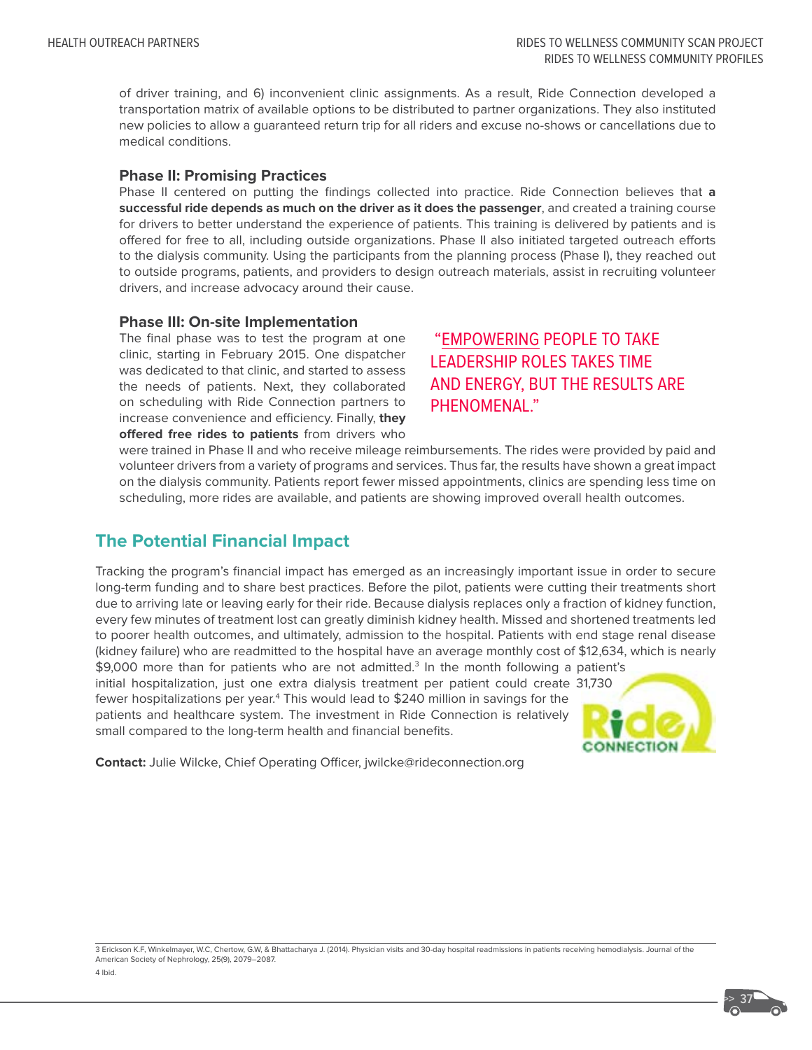of driver training, and 6) inconvenient clinic assignments. As a result, Ride Connection developed a transportation matrix of available options to be distributed to partner organizations. They also instituted new policies to allow a guaranteed return trip for all riders and excuse no-shows or cancellations due to medical conditions.

### Phase II: Promising Practices

Phase II centered on putting the findings collected into practice. Ride Connection believes that **a successful ride depends as much on the driver as it does the passenger**, and created a training course for drivers to better understand the experience of patients. This training is delivered by patients and is offered for free to all, including outside organizations. Phase II also initiated targeted outreach efforts to the dialysis community. Using the participants from the planning process (Phase I), they reached out to outside programs, patients, and providers to design outreach materials, assist in recruiting volunteer drivers, and increase advocacy around their cause.

### Phase III: On-site Implementation

The final phase was to test the program at one clinic, starting in February 2015. One dispatcher was dedicated to that clinic, and started to assess the needs of patients. Next, they collaborated on scheduling with Ride Connection partners to increase convenience and efficiency. Finally, **they offered free rides to patients** from drivers who were trained in Phase II and who receive mileage reimbursements. The rides were provided by paid and volunteer drivers from a variety of programs and services. Thus far, the results have shown a great impact on the dialysis community. Patients report fewer missed appointments, clinics are spending less time on scheduling, more rides are available, and patients are showing improved overall health outcomes.

"EMPOWERING PEOPLE TO TAKE LEADERSHIP ROLES TAKES TIME AND ENERGY, BUT THE RESULTS ARE PHENOMENAL."

## The Potential Financial Impact

Tracking the program's financial impact has emerged as an increasingly important issue in order to secure long-term funding and to share best practices. Before the pilot, patients were cutting their treatments short due to arriving late or leaving early for their ride. Because dialysis replaces only a fraction of kidney function, every few minutes of treatment lost can greatly diminish kidney health. Missed and shortened treatments led to poorer health outcomes, and ultimately, admission to the hospital. Patients with end stage renal disease (kidney failure) who are readmitted to the hospital have an average monthly cost of $12,634, which is nearly $9,000 more than for patients who are not admitted.[3] In the month following a patient's initial hospitalization, just one extra dialysis treatment per patient could create 31,730 fewer hospitalizations per year.[4] This would lead to $240 million in savings for the patients and healthcare system. The investment in Ride Connection is relatively small compared to the long-term health and financial benefits.

**Contact:** Julie Wilcke, Chief Operating Officer, jwilcke@rideconnection.org

3 Erickson K.F, Winkelmayer, W.C, Chertow, G.W, & Bhattacharya J. (2014). Physician visits and 30-day hospital readmissions in patients receiving hemodialysis. Journal of the American Society of Nephrology, 25(9), 2079–2087.

4 Ibid.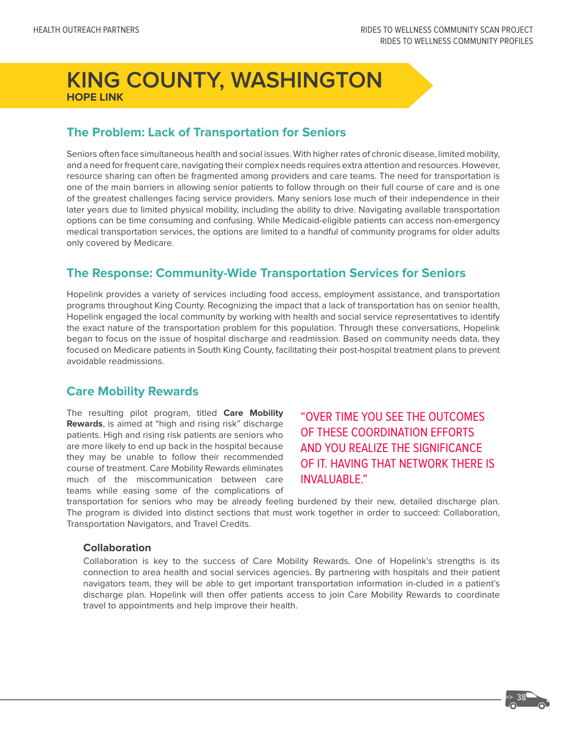# KING COUNTY, WASHINGTON

**HOPE LINK**

## The Problem: Lack of Transportation for Seniors

Seniors often face simultaneous health and social issues. With higher rates of chronic disease, limited mobility, and a need for frequent care, navigating their complex needs requires extra attention and resources. However, resource sharing can often be fragmented among providers and care teams. The need for transportation is one of the main barriers in allowing senior patients to follow through on their full course of care and is one of the greatest challenges facing service providers. Many seniors lose much of their independence in their later years due to limited physical mobility, including the ability to drive. Navigating available transportation options can be time consuming and confusing. While Medicaid-eligible patients can access non-emergency medical transportation services, the options are limited to a handful of community programs for older adults only covered by Medicare.

## The Response: Community-Wide Transportation Services for Seniors

Hopelink provides a variety of services including food access, employment assistance, and transportation programs throughout King County. Recognizing the impact that a lack of transportation has on senior health, Hopelink engaged the local community by working with health and social service representatives to identify the exact nature of the transportation problem for this population. Through these conversations, Hopelink began to focus on the issue of hospital discharge and readmission. Based on community needs data, they focused on Medicare patients in South King County, facilitating their post-hospital treatment plans to prevent avoidable readmissions.

## Care Mobility Rewards

The resulting pilot program, titled **Care Mobility Rewards**, is aimed at "high and rising risk" discharge patients. High and rising risk patients are seniors who are more likely to end up back in the hospital because they may be unable to follow their recommended course of treatment. Care Mobility Rewards eliminates much of the miscommunication between care teams while easing some of the complications of transportation for seniors who may be already feeling burdened by their new, detailed discharge plan. The program is divided into distinct sections that must work together in order to succeed: Collaboration, Transportation Navigators, and Travel Credits.

> "OVER TIME YOU SEE THE OUTCOMES OF THESE COORDINATION EFFORTS AND YOU REALIZE THE SIGNIFICANCE OF IT. HAVING THAT NETWORK THERE IS INVALUABLE."

### Collaboration

Collaboration is key to the success of Care Mobility Rewards. One of Hopelink's strengths is its connection to area health and social services agencies. By partnering with hospitals and their patient navigators team, they will be able to get important transportation information in-cluded in a patient's discharge plan. Hopelink will then offer patients access to join Care Mobility Rewards to coordinate travel to appointments and help improve their health.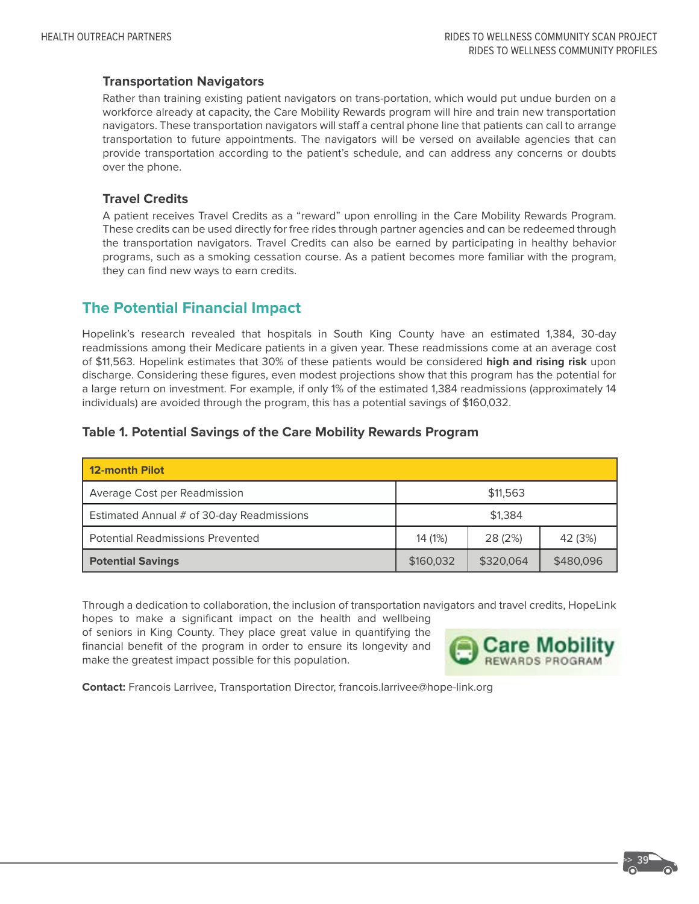### Transportation Navigators

Rather than training existing patient navigators on trans-portation, which would put undue burden on a workforce already at capacity, the Care Mobility Rewards program will hire and train new transportation navigators. These transportation navigators will staff a central phone line that patients can call to arrange transportation to future appointments. The navigators will be versed on available agencies that can provide transportation according to the patient's schedule, and can address any concerns or doubts over the phone.

### Travel Credits

A patient receives Travel Credits as a "reward" upon enrolling in the Care Mobility Rewards Program. These credits can be used directly for free rides through partner agencies and can be redeemed through the transportation navigators. Travel Credits can also be earned by participating in healthy behavior programs, such as a smoking cessation course. As a patient becomes more familiar with the program, they can find new ways to earn credits.

## The Potential Financial Impact

Hopelink's research revealed that hospitals in South King County have an estimated 1,384, 30-day readmissions among their Medicare patients in a given year. These readmissions come at an average cost of $11,563. Hopelink estimates that 30% of these patients would be considered **high and rising risk** upon discharge. Considering these figures, even modest projections show that this program has the potential for a large return on investment. For example, if only 1% of the estimated 1,384 readmissions (approximately 14 individuals) are avoided through the program, this has a potential savings of $160,032.

### Table 1. Potential Savings of the Care Mobility Rewards Program

| **12-month Pilot** | | | |
|---|---|---|---|
| Average Cost per Readmission | $11,563 | | |
| Estimated Annual # of 30-day Readmissions | $1,384 | | |
| Potential Readmissions Prevented | 14 (1%) | 28 (2%) | 42 (3%) |
| **Potential Savings** | $160,032 | $320,064 | $480,096 |

Through a dedication to collaboration, the inclusion of transportation navigators and travel credits, HopeLink hopes to make a significant impact on the health and wellbeing of seniors in King County. They place great value in quantifying the financial benefit of the program in order to ensure its longevity and make the greatest impact possible for this population.

Care Mobility REWARDS PROGRAM

**Contact:** Francois Larrivee, Transportation Director, francois.larrivee@hope-link.org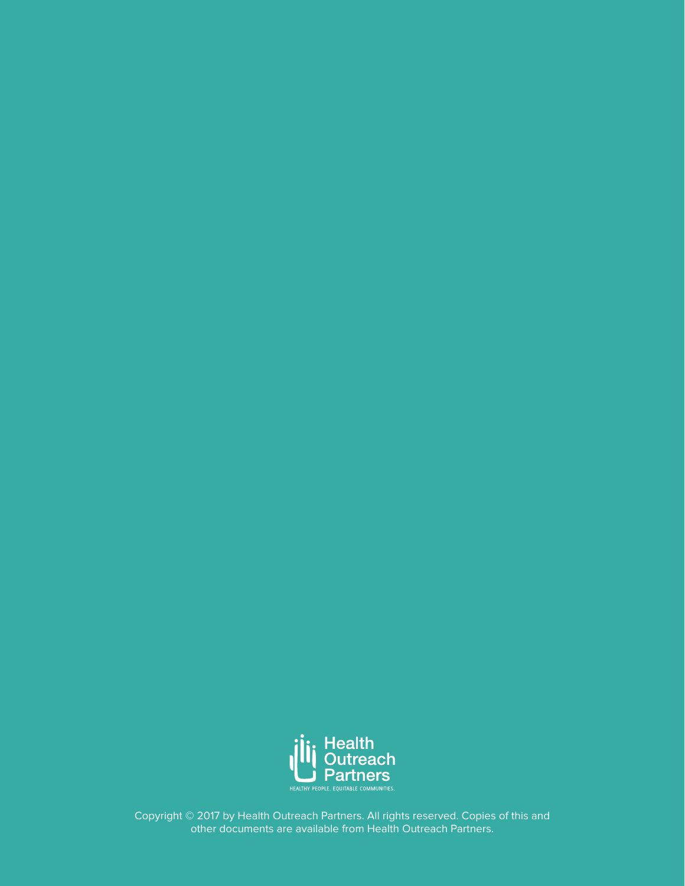Health
Outreach
Partners

HEALTHY PEOPLE. EQUITABLE COMMUNITIES.

Copyright © 2017 by Health Outreach Partners. All rights reserved. Copies of this and other documents are available from Health Outreach Partners.